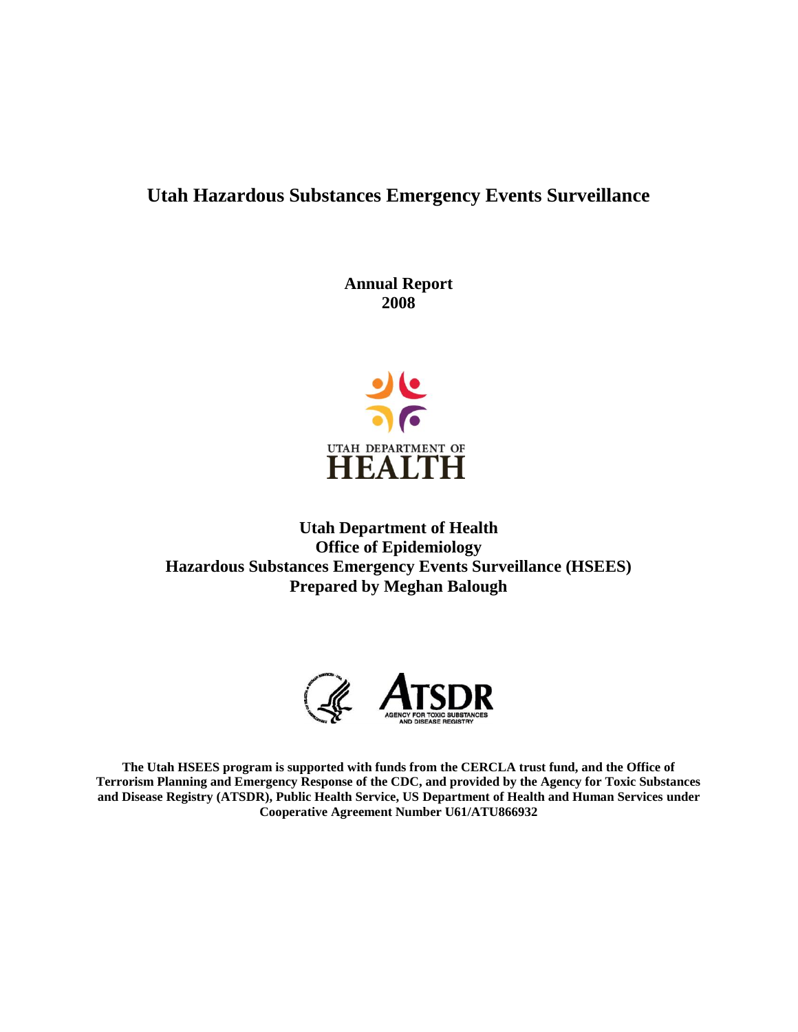# Utah Hazardous Substances Emergency Events Surveillance

**Annual Report**
**2008**

UTAH DEPARTMENT OF
HEALTH

**Utah Department of Health**
**Office of Epidemiology**
**Hazardous Substances Emergency Events Surveillance (HSEES)**
**Prepared by Meghan Balough**

ATSDR
AGENCY FOR TOXIC SUBSTANCES AND DISEASE REGISTRY

**The Utah HSEES program is supported with funds from the CERCLA trust fund, and the Office of Terrorism Planning and Emergency Response of the CDC, and provided by the Agency for Toxic Substances and Disease Registry (ATSDR), Public Health Service, US Department of Health and Human Services under Cooperative Agreement Number U61/ATU866932**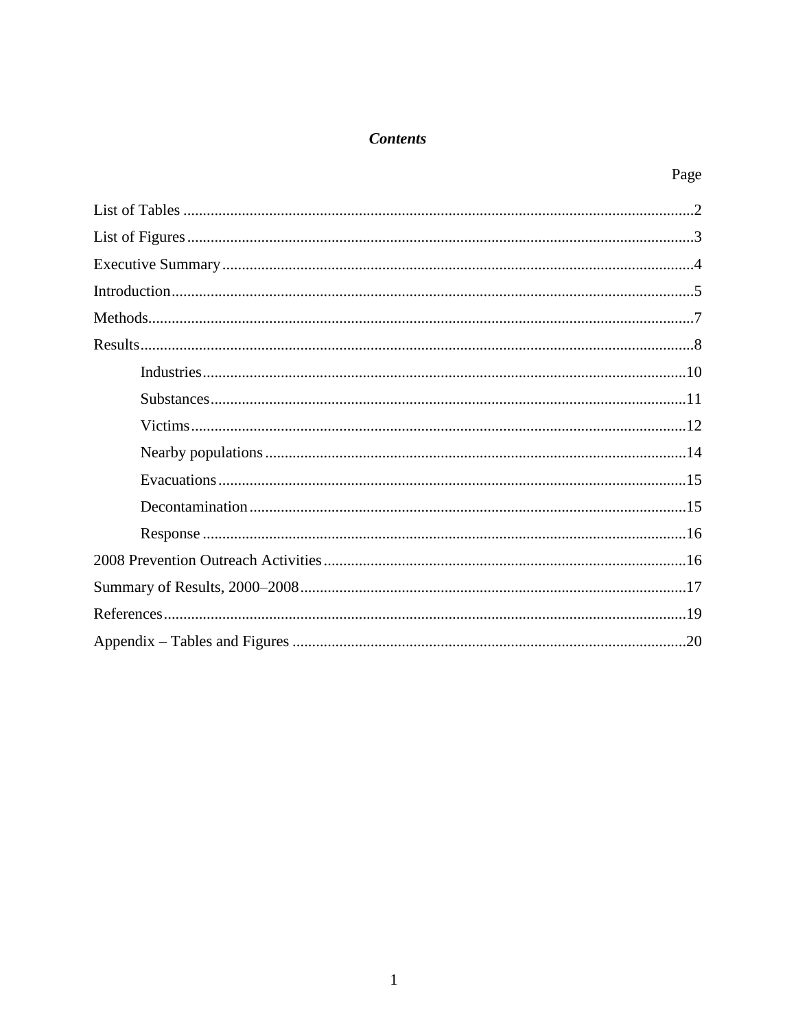# *Contents*

| | Page |
|---|---|
| List of Tables | 2 |
| List of Figures | 3 |
| Executive Summary | 4 |
| Introduction | 5 |
| Methods | 7 |
| Results | 8 |
| Industries | 10 |
| Substances | 11 |
| Victims | 12 |
| Nearby populations | 14 |
| Evacuations | 15 |
| Decontamination | 15 |
| Response | 16 |
| 2008 Prevention Outreach Activities | 16 |
| Summary of Results, 2000–2008 | 17 |
| References | 19 |
| Appendix – Tables and Figures | 20 |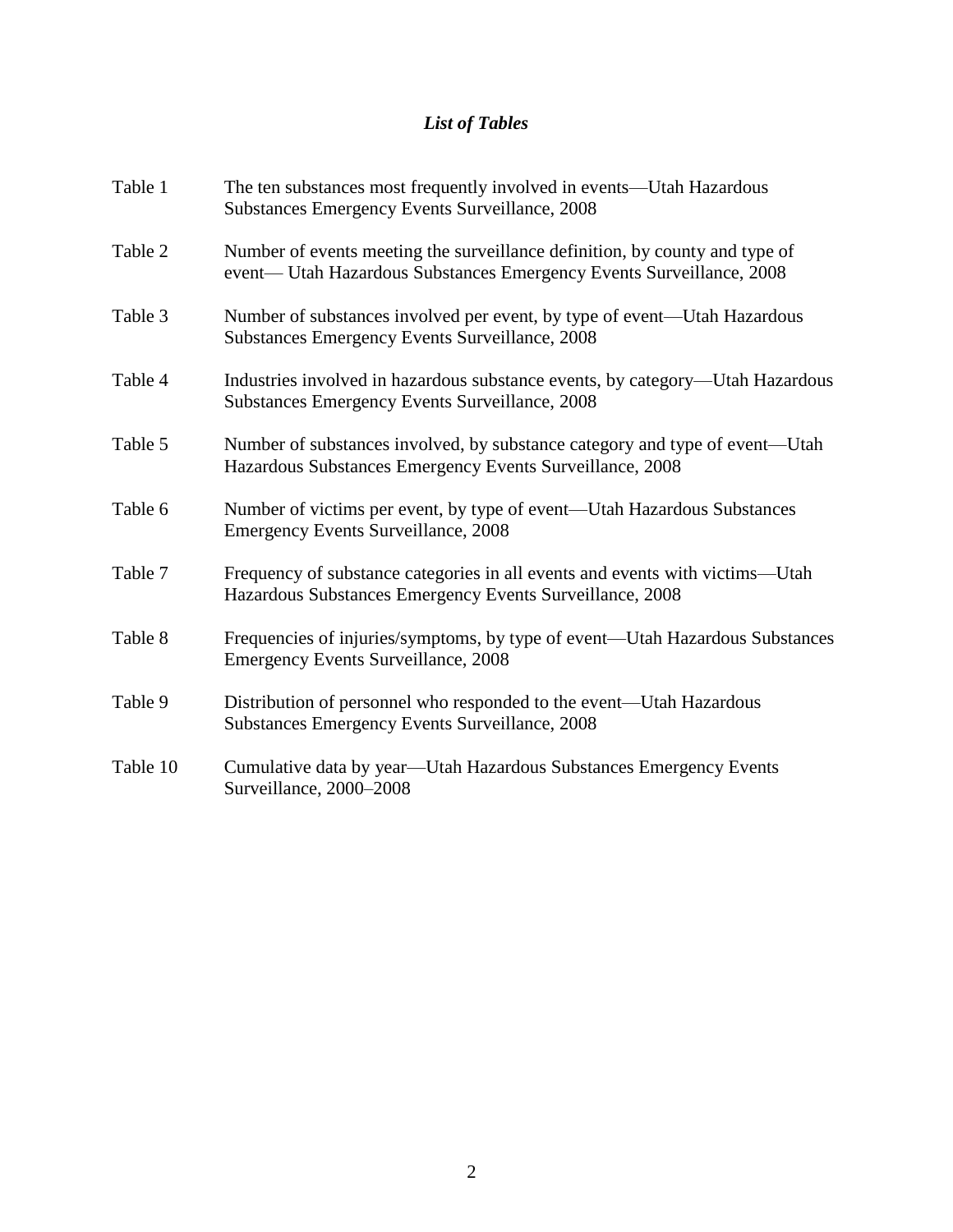## *List of Tables*

| | |
|---|---|
| Table 1 | The ten substances most frequently involved in events—Utah Hazardous Substances Emergency Events Surveillance, 2008 |
| Table 2 | Number of events meeting the surveillance definition, by county and type of event— Utah Hazardous Substances Emergency Events Surveillance, 2008 |
| Table 3 | Number of substances involved per event, by type of event—Utah Hazardous Substances Emergency Events Surveillance, 2008 |
| Table 4 | Industries involved in hazardous substance events, by category—Utah Hazardous Substances Emergency Events Surveillance, 2008 |
| Table 5 | Number of substances involved, by substance category and type of event—Utah Hazardous Substances Emergency Events Surveillance, 2008 |
| Table 6 | Number of victims per event, by type of event—Utah Hazardous Substances Emergency Events Surveillance, 2008 |
| Table 7 | Frequency of substance categories in all events and events with victims—Utah Hazardous Substances Emergency Events Surveillance, 2008 |
| Table 8 | Frequencies of injuries/symptoms, by type of event—Utah Hazardous Substances Emergency Events Surveillance, 2008 |
| Table 9 | Distribution of personnel who responded to the event—Utah Hazardous Substances Emergency Events Surveillance, 2008 |
| Table 10 | Cumulative data by year—Utah Hazardous Substances Emergency Events Surveillance, 2000–2008 |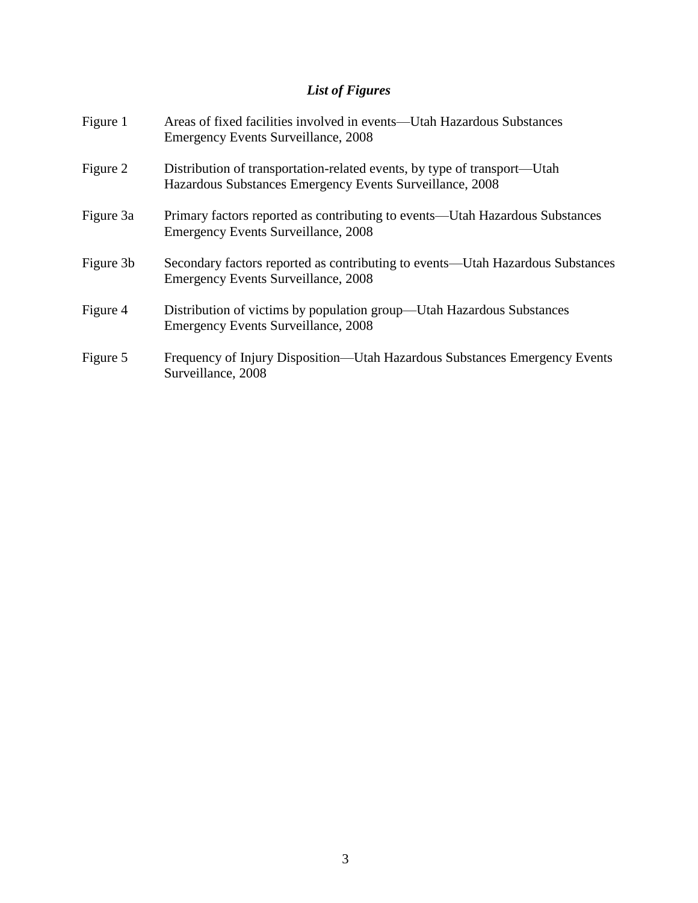## *List of Figures*

| | |
|---|---|
| Figure 1 | Areas of fixed facilities involved in events—Utah Hazardous Substances Emergency Events Surveillance, 2008 |
| Figure 2 | Distribution of transportation-related events, by type of transport—Utah Hazardous Substances Emergency Events Surveillance, 2008 |
| Figure 3a | Primary factors reported as contributing to events—Utah Hazardous Substances Emergency Events Surveillance, 2008 |
| Figure 3b | Secondary factors reported as contributing to events—Utah Hazardous Substances Emergency Events Surveillance, 2008 |
| Figure 4 | Distribution of victims by population group—Utah Hazardous Substances Emergency Events Surveillance, 2008 |
| Figure 5 | Frequency of Injury Disposition—Utah Hazardous Substances Emergency Events Surveillance, 2008 |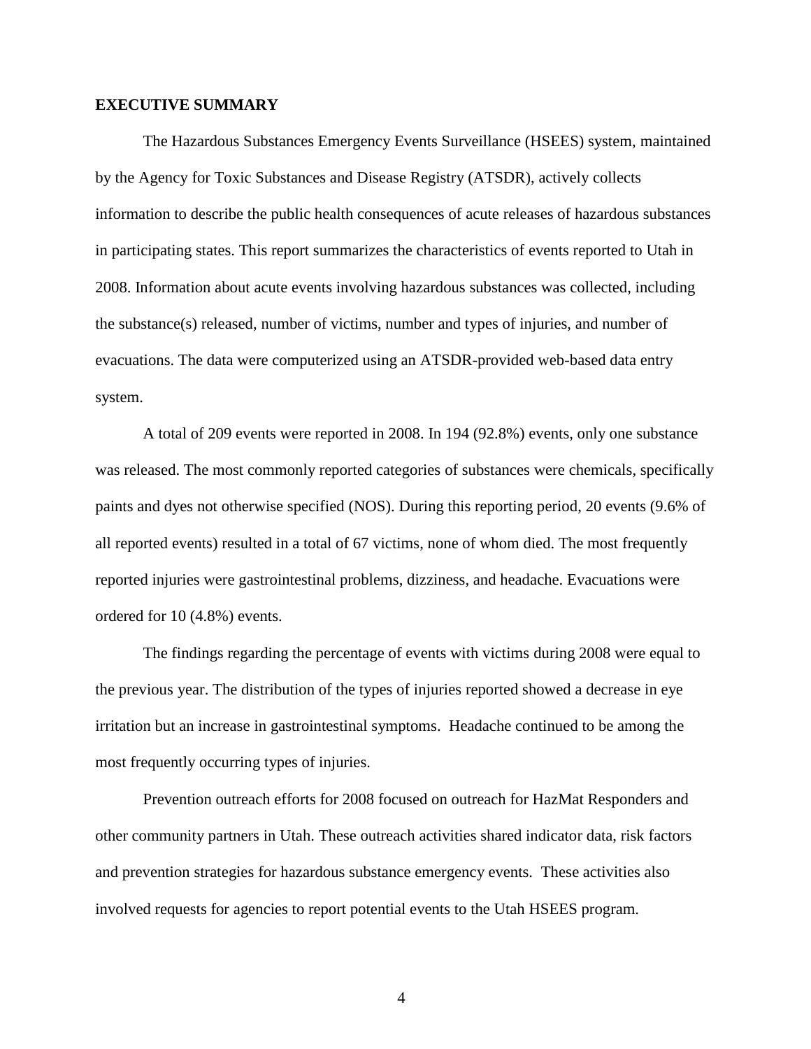## EXECUTIVE SUMMARY

The Hazardous Substances Emergency Events Surveillance (HSEES) system, maintained by the Agency for Toxic Substances and Disease Registry (ATSDR), actively collects information to describe the public health consequences of acute releases of hazardous substances in participating states. This report summarizes the characteristics of events reported to Utah in 2008. Information about acute events involving hazardous substances was collected, including the substance(s) released, number of victims, number and types of injuries, and number of evacuations. The data were computerized using an ATSDR-provided web-based data entry system.

A total of 209 events were reported in 2008. In 194 (92.8%) events, only one substance was released. The most commonly reported categories of substances were chemicals, specifically paints and dyes not otherwise specified (NOS). During this reporting period, 20 events (9.6% of all reported events) resulted in a total of 67 victims, none of whom died. The most frequently reported injuries were gastrointestinal problems, dizziness, and headache. Evacuations were ordered for 10 (4.8%) events.

The findings regarding the percentage of events with victims during 2008 were equal to the previous year. The distribution of the types of injuries reported showed a decrease in eye irritation but an increase in gastrointestinal symptoms. Headache continued to be among the most frequently occurring types of injuries.

Prevention outreach efforts for 2008 focused on outreach for HazMat Responders and other community partners in Utah. These outreach activities shared indicator data, risk factors and prevention strategies for hazardous substance emergency events. These activities also involved requests for agencies to report potential events to the Utah HSEES program.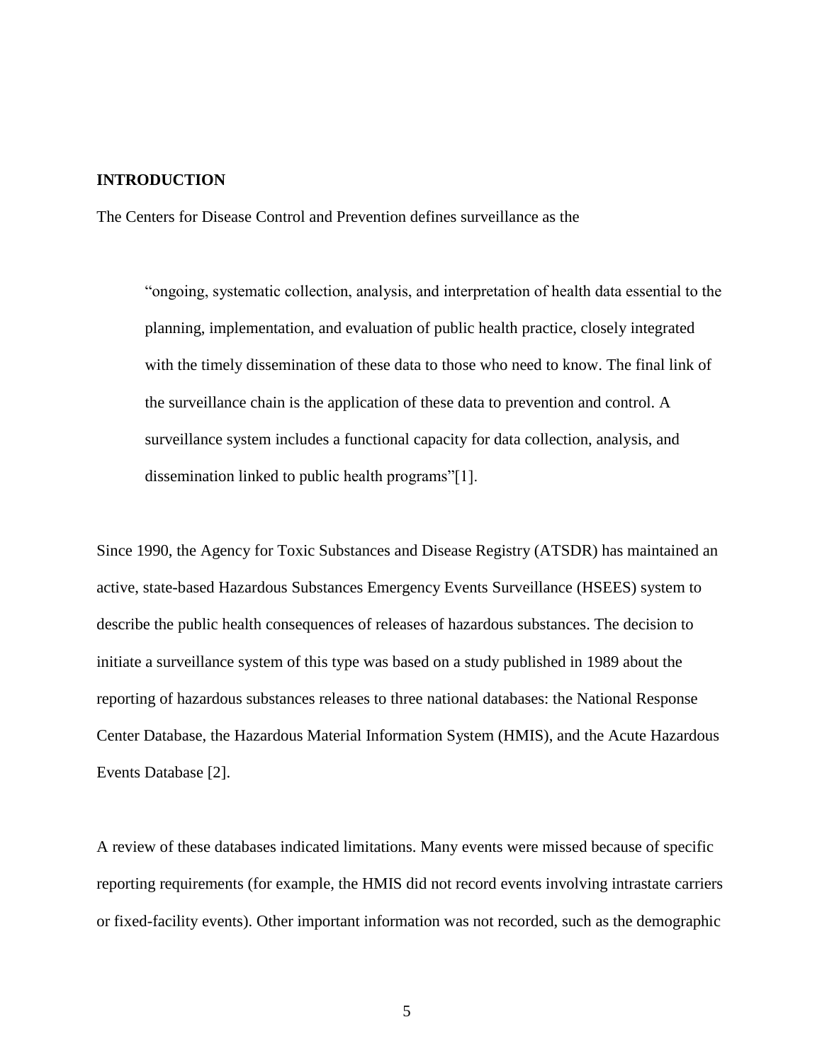## INTRODUCTION

The Centers for Disease Control and Prevention defines surveillance as the

> "ongoing, systematic collection, analysis, and interpretation of health data essential to the planning, implementation, and evaluation of public health practice, closely integrated with the timely dissemination of these data to those who need to know. The final link of the surveillance chain is the application of these data to prevention and control. A surveillance system includes a functional capacity for data collection, analysis, and dissemination linked to public health programs"[1].

Since 1990, the Agency for Toxic Substances and Disease Registry (ATSDR) has maintained an active, state-based Hazardous Substances Emergency Events Surveillance (HSEES) system to describe the public health consequences of releases of hazardous substances. The decision to initiate a surveillance system of this type was based on a study published in 1989 about the reporting of hazardous substances releases to three national databases: the National Response Center Database, the Hazardous Material Information System (HMIS), and the Acute Hazardous Events Database [2].

A review of these databases indicated limitations. Many events were missed because of specific reporting requirements (for example, the HMIS did not record events involving intrastate carriers or fixed-facility events). Other important information was not recorded, such as the demographic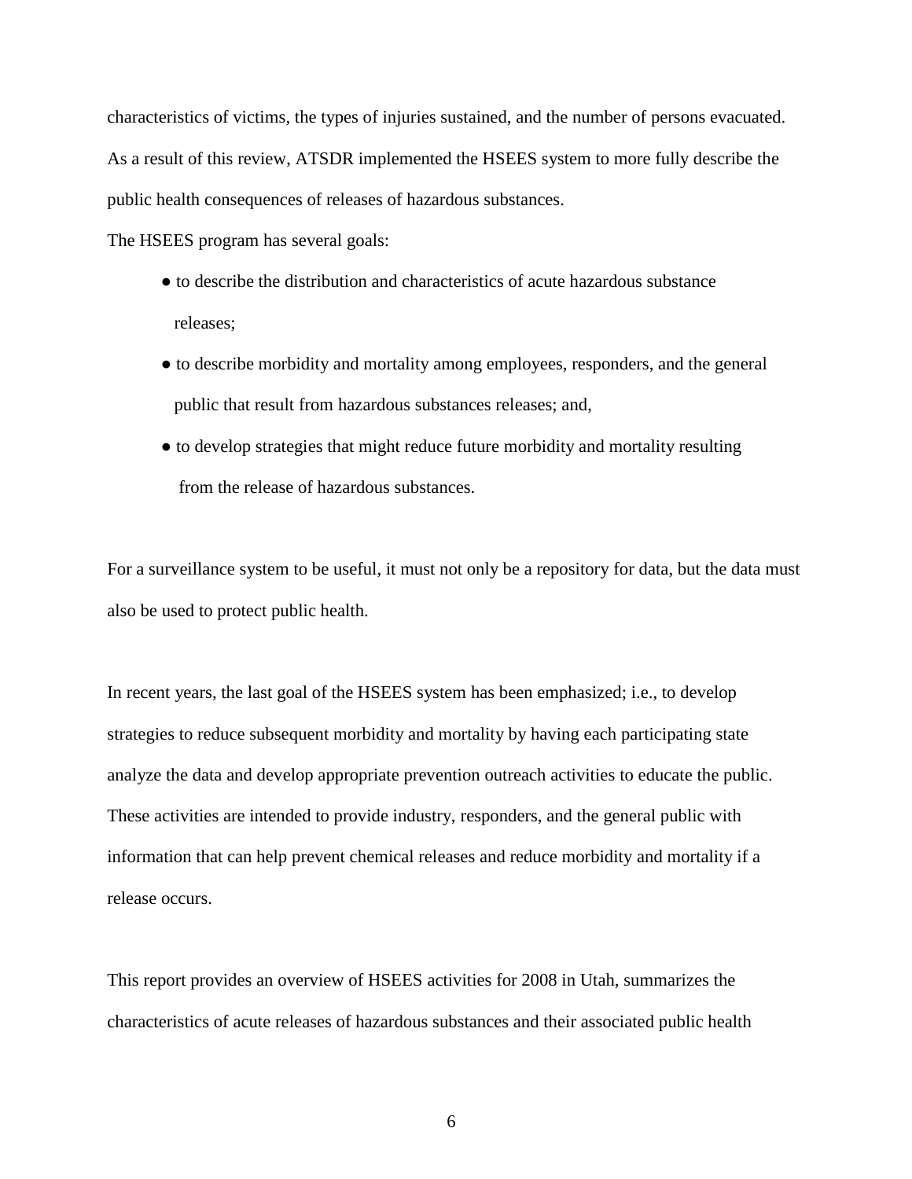characteristics of victims, the types of injuries sustained, and the number of persons evacuated. As a result of this review, ATSDR implemented the HSEES system to more fully describe the public health consequences of releases of hazardous substances.

The HSEES program has several goals:

- to describe the distribution and characteristics of acute hazardous substance releases;
- to describe morbidity and mortality among employees, responders, and the general public that result from hazardous substances releases; and,
- to develop strategies that might reduce future morbidity and mortality resulting from the release of hazardous substances.

For a surveillance system to be useful, it must not only be a repository for data, but the data must also be used to protect public health.

In recent years, the last goal of the HSEES system has been emphasized; i.e., to develop strategies to reduce subsequent morbidity and mortality by having each participating state analyze the data and develop appropriate prevention outreach activities to educate the public. These activities are intended to provide industry, responders, and the general public with information that can help prevent chemical releases and reduce morbidity and mortality if a release occurs.

This report provides an overview of HSEES activities for 2008 in Utah, summarizes the characteristics of acute releases of hazardous substances and their associated public health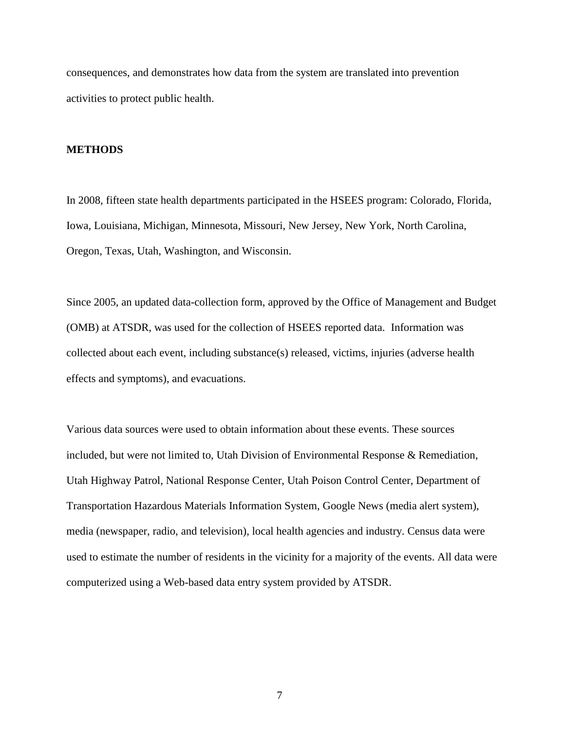consequences, and demonstrates how data from the system are translated into prevention activities to protect public health.

**METHODS**

In 2008, fifteen state health departments participated in the HSEES program: Colorado, Florida, Iowa, Louisiana, Michigan, Minnesota, Missouri, New Jersey, New York, North Carolina, Oregon, Texas, Utah, Washington, and Wisconsin.

Since 2005, an updated data-collection form, approved by the Office of Management and Budget (OMB) at ATSDR, was used for the collection of HSEES reported data. Information was collected about each event, including substance(s) released, victims, injuries (adverse health effects and symptoms), and evacuations.

Various data sources were used to obtain information about these events. These sources included, but were not limited to, Utah Division of Environmental Response & Remediation, Utah Highway Patrol, National Response Center, Utah Poison Control Center, Department of Transportation Hazardous Materials Information System, Google News (media alert system), media (newspaper, radio, and television), local health agencies and industry. Census data were used to estimate the number of residents in the vicinity for a majority of the events. All data were computerized using a Web-based data entry system provided by ATSDR.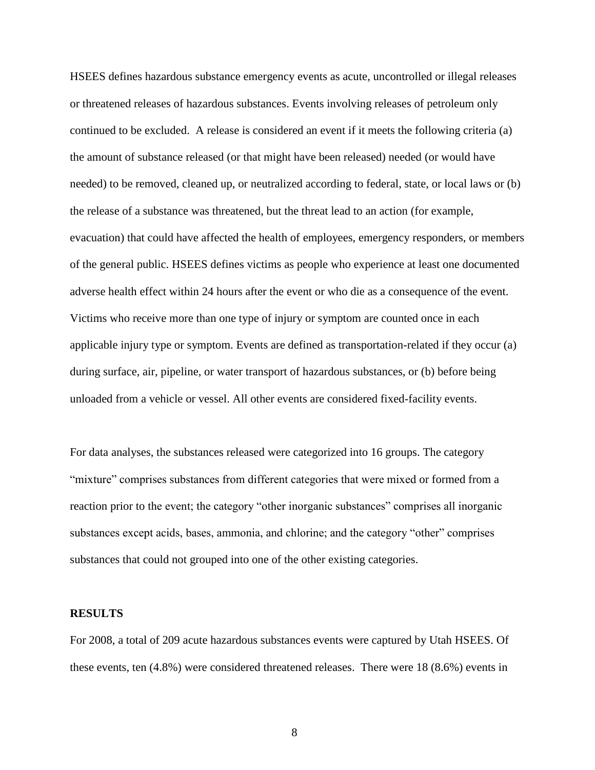HSEES defines hazardous substance emergency events as acute, uncontrolled or illegal releases or threatened releases of hazardous substances. Events involving releases of petroleum only continued to be excluded. A release is considered an event if it meets the following criteria (a) the amount of substance released (or that might have been released) needed (or would have needed) to be removed, cleaned up, or neutralized according to federal, state, or local laws or (b) the release of a substance was threatened, but the threat lead to an action (for example, evacuation) that could have affected the health of employees, emergency responders, or members of the general public. HSEES defines victims as people who experience at least one documented adverse health effect within 24 hours after the event or who die as a consequence of the event. Victims who receive more than one type of injury or symptom are counted once in each applicable injury type or symptom. Events are defined as transportation-related if they occur (a) during surface, air, pipeline, or water transport of hazardous substances, or (b) before being unloaded from a vehicle or vessel. All other events are considered fixed-facility events.

For data analyses, the substances released were categorized into 16 groups. The category "mixture" comprises substances from different categories that were mixed or formed from a reaction prior to the event; the category "other inorganic substances" comprises all inorganic substances except acids, bases, ammonia, and chlorine; and the category "other" comprises substances that could not grouped into one of the other existing categories.

## RESULTS

For 2008, a total of 209 acute hazardous substances events were captured by Utah HSEES. Of these events, ten (4.8%) were considered threatened releases. There were 18 (8.6%) events in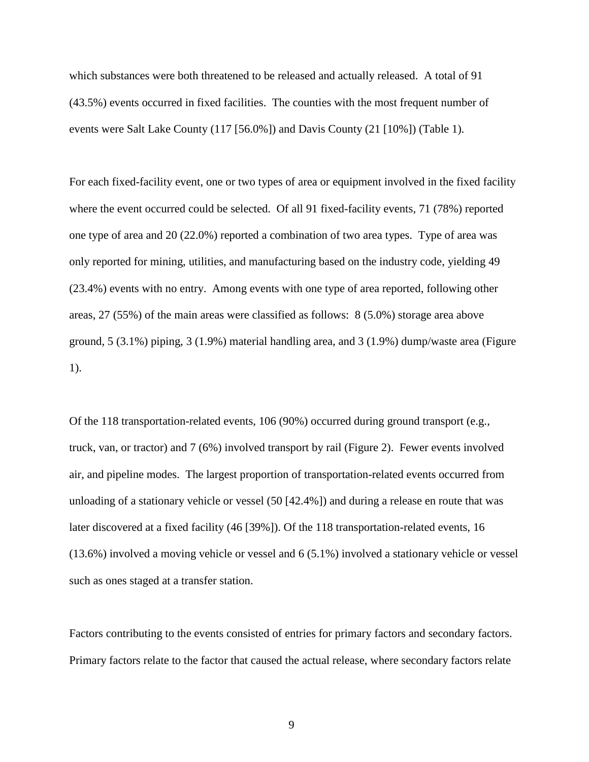which substances were both threatened to be released and actually released. A total of 91 (43.5%) events occurred in fixed facilities. The counties with the most frequent number of events were Salt Lake County (117 [56.0%]) and Davis County (21 [10%]) (Table 1).

For each fixed-facility event, one or two types of area or equipment involved in the fixed facility where the event occurred could be selected. Of all 91 fixed-facility events, 71 (78%) reported one type of area and 20 (22.0%) reported a combination of two area types. Type of area was only reported for mining, utilities, and manufacturing based on the industry code, yielding 49 (23.4%) events with no entry. Among events with one type of area reported, following other areas, 27 (55%) of the main areas were classified as follows: 8 (5.0%) storage area above ground, 5 (3.1%) piping, 3 (1.9%) material handling area, and 3 (1.9%) dump/waste area (Figure 1).

Of the 118 transportation-related events, 106 (90%) occurred during ground transport (e.g., truck, van, or tractor) and 7 (6%) involved transport by rail (Figure 2). Fewer events involved air, and pipeline modes. The largest proportion of transportation-related events occurred from unloading of a stationary vehicle or vessel (50 [42.4%]) and during a release en route that was later discovered at a fixed facility (46 [39%]). Of the 118 transportation-related events, 16 (13.6%) involved a moving vehicle or vessel and 6 (5.1%) involved a stationary vehicle or vessel such as ones staged at a transfer station.

Factors contributing to the events consisted of entries for primary factors and secondary factors. Primary factors relate to the factor that caused the actual release, where secondary factors relate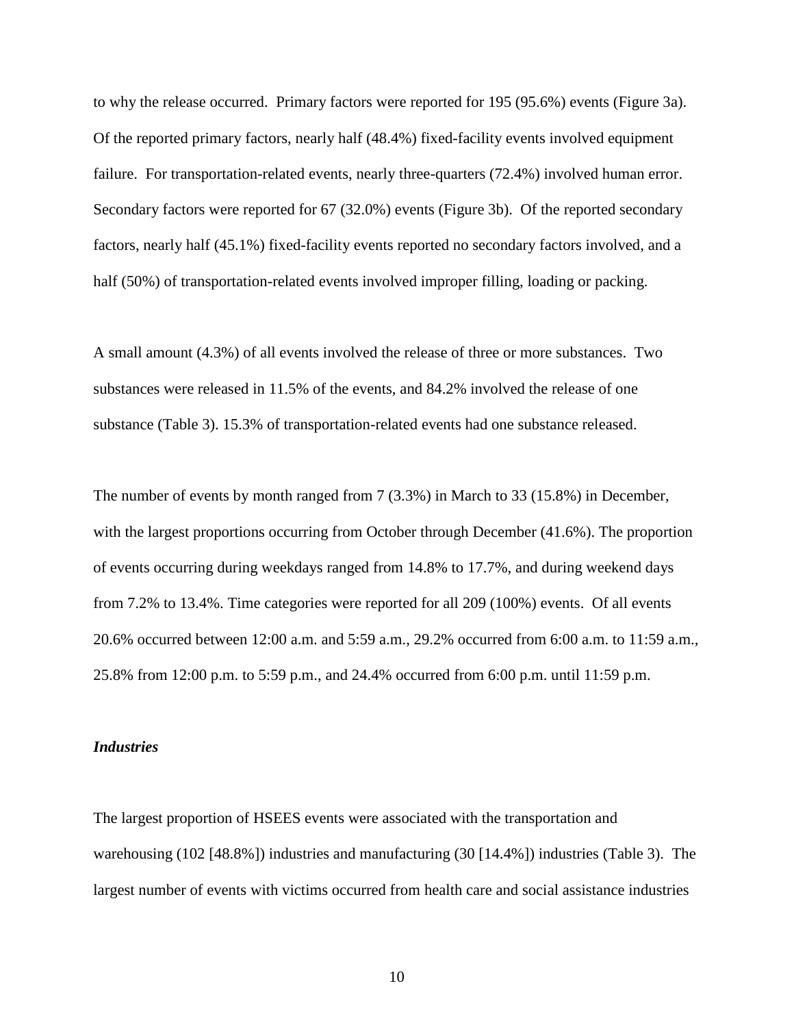to why the release occurred. Primary factors were reported for 195 (95.6%) events (Figure 3a). Of the reported primary factors, nearly half (48.4%) fixed-facility events involved equipment failure. For transportation-related events, nearly three-quarters (72.4%) involved human error. Secondary factors were reported for 67 (32.0%) events (Figure 3b). Of the reported secondary factors, nearly half (45.1%) fixed-facility events reported no secondary factors involved, and a half (50%) of transportation-related events involved improper filling, loading or packing.

A small amount (4.3%) of all events involved the release of three or more substances. Two substances were released in 11.5% of the events, and 84.2% involved the release of one substance (Table 3). 15.3% of transportation-related events had one substance released.

The number of events by month ranged from 7 (3.3%) in March to 33 (15.8%) in December, with the largest proportions occurring from October through December (41.6%). The proportion of events occurring during weekdays ranged from 14.8% to 17.7%, and during weekend days from 7.2% to 13.4%. Time categories were reported for all 209 (100%) events. Of all events 20.6% occurred between 12:00 a.m. and 5:59 a.m., 29.2% occurred from 6:00 a.m. to 11:59 a.m., 25.8% from 12:00 p.m. to 5:59 p.m., and 24.4% occurred from 6:00 p.m. until 11:59 p.m.

### ***Industries***

The largest proportion of HSEES events were associated with the transportation and warehousing (102 [48.8%]) industries and manufacturing (30 [14.4%]) industries (Table 3). The largest number of events with victims occurred from health care and social assistance industries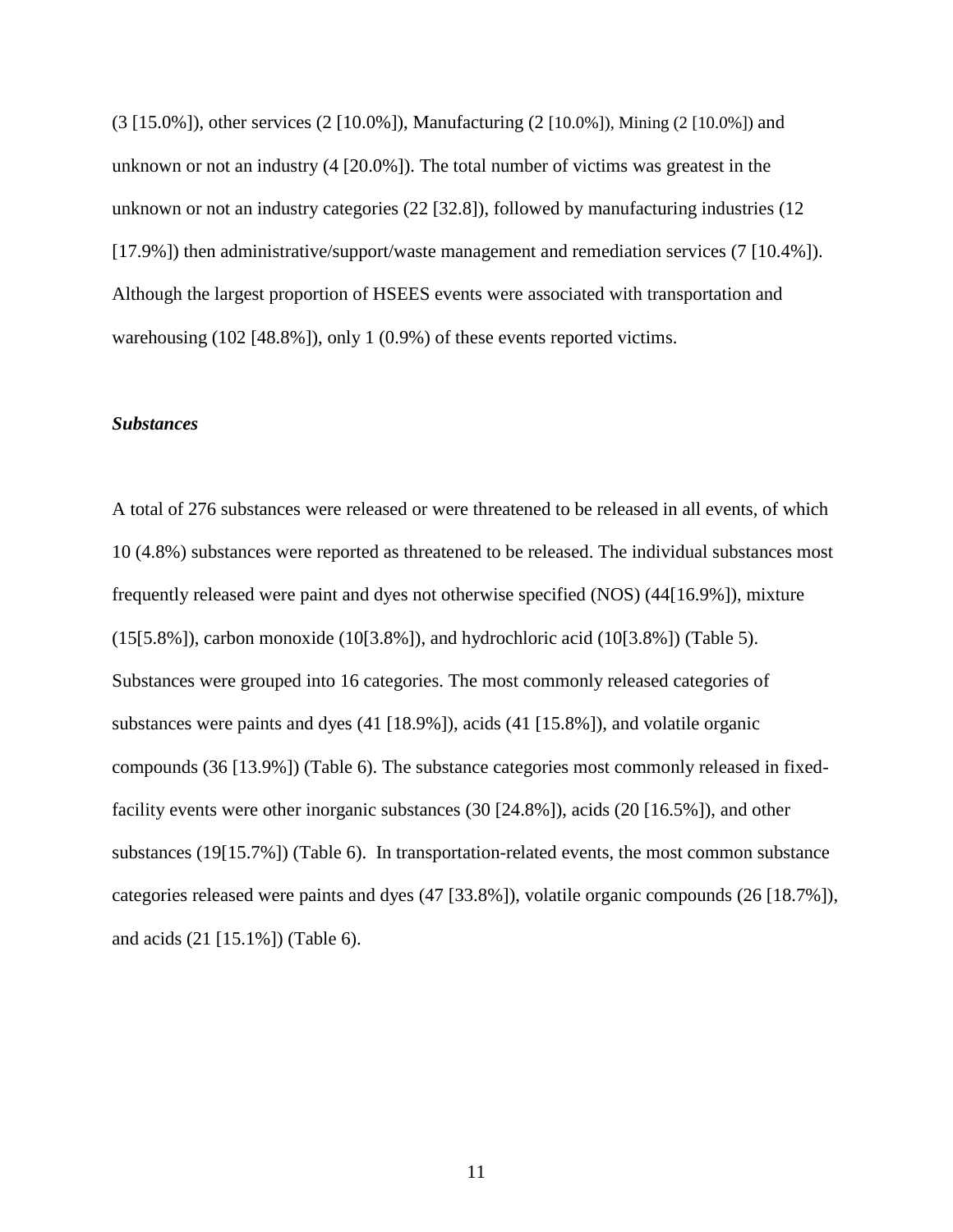(3 [15.0%]), other services (2 [10.0%]), Manufacturing (2 [10.0%]), Mining (2 [10.0%]) and unknown or not an industry (4 [20.0%]). The total number of victims was greatest in the unknown or not an industry categories (22 [32.8]), followed by manufacturing industries (12 [17.9%]) then administrative/support/waste management and remediation services (7 [10.4%]). Although the largest proportion of HSEES events were associated with transportation and warehousing (102 [48.8%]), only 1 (0.9%) of these events reported victims.

### *Substances*

A total of 276 substances were released or were threatened to be released in all events, of which 10 (4.8%) substances were reported as threatened to be released. The individual substances most frequently released were paint and dyes not otherwise specified (NOS) (44[16.9%]), mixture (15[5.8%]), carbon monoxide (10[3.8%]), and hydrochloric acid (10[3.8%]) (Table 5). Substances were grouped into 16 categories. The most commonly released categories of substances were paints and dyes (41 [18.9%]), acids (41 [15.8%]), and volatile organic compounds (36 [13.9%]) (Table 6). The substance categories most commonly released in fixed-facility events were other inorganic substances (30 [24.8%]), acids (20 [16.5%]), and other substances (19[15.7%]) (Table 6). In transportation-related events, the most common substance categories released were paints and dyes (47 [33.8%]), volatile organic compounds (26 [18.7%]), and acids (21 [15.1%]) (Table 6).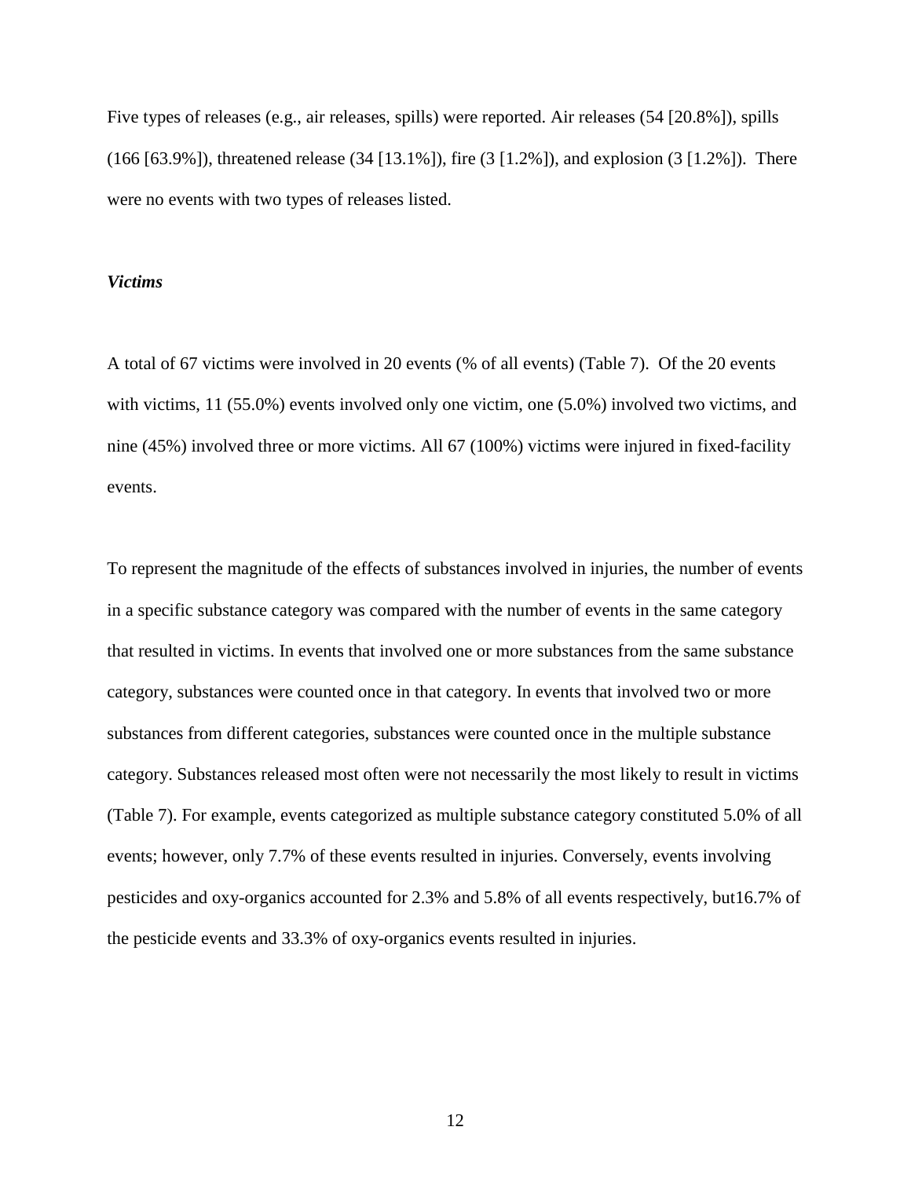Five types of releases (e.g., air releases, spills) were reported. Air releases (54 [20.8%]), spills (166 [63.9%]), threatened release (34 [13.1%]), fire (3 [1.2%]), and explosion (3 [1.2%]). There were no events with two types of releases listed.

### *Victims*

A total of 67 victims were involved in 20 events (% of all events) (Table 7). Of the 20 events with victims, 11 (55.0%) events involved only one victim, one (5.0%) involved two victims, and nine (45%) involved three or more victims. All 67 (100%) victims were injured in fixed-facility events.

To represent the magnitude of the effects of substances involved in injuries, the number of events in a specific substance category was compared with the number of events in the same category that resulted in victims. In events that involved one or more substances from the same substance category, substances were counted once in that category. In events that involved two or more substances from different categories, substances were counted once in the multiple substance category. Substances released most often were not necessarily the most likely to result in victims (Table 7). For example, events categorized as multiple substance category constituted 5.0% of all events; however, only 7.7% of these events resulted in injuries. Conversely, events involving pesticides and oxy-organics accounted for 2.3% and 5.8% of all events respectively, but16.7% of the pesticide events and 33.3% of oxy-organics events resulted in injuries.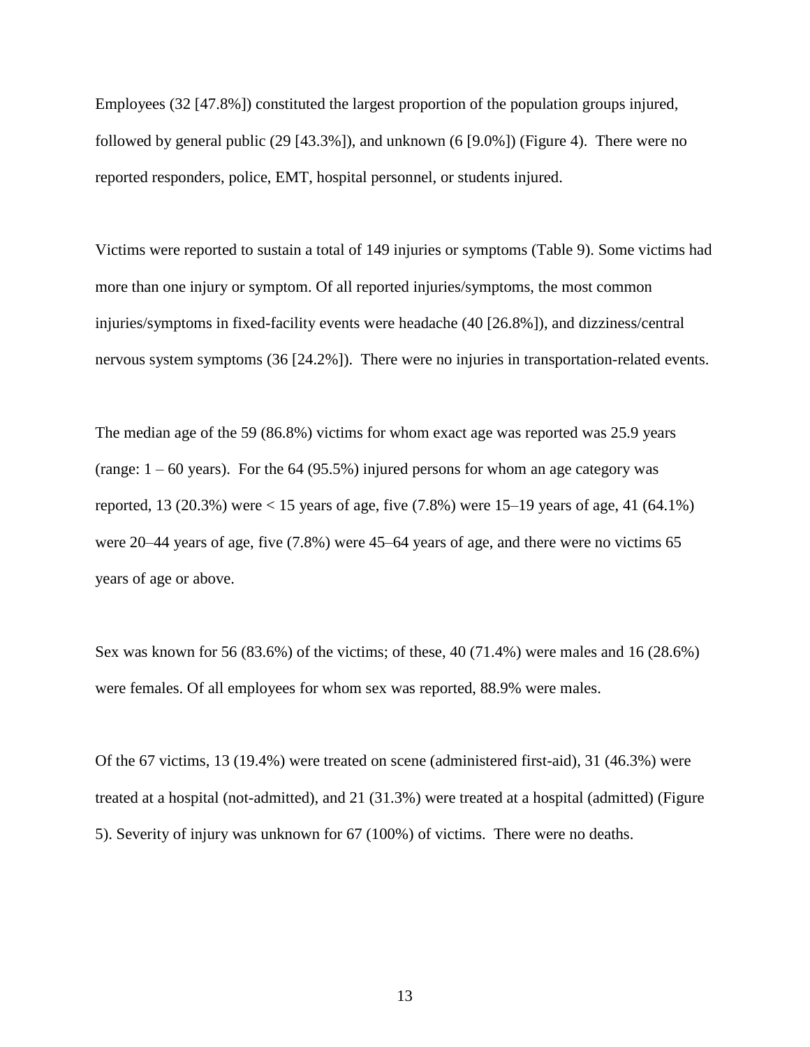Employees (32 [47.8%]) constituted the largest proportion of the population groups injured, followed by general public (29 [43.3%]), and unknown (6 [9.0%]) (Figure 4). There were no reported responders, police, EMT, hospital personnel, or students injured.

Victims were reported to sustain a total of 149 injuries or symptoms (Table 9). Some victims had more than one injury or symptom. Of all reported injuries/symptoms, the most common injuries/symptoms in fixed-facility events were headache (40 [26.8%]), and dizziness/central nervous system symptoms (36 [24.2%]). There were no injuries in transportation-related events.

The median age of the 59 (86.8%) victims for whom exact age was reported was 25.9 years (range: 1 – 60 years). For the 64 (95.5%) injured persons for whom an age category was reported, 13 (20.3%) were < 15 years of age, five (7.8%) were 15–19 years of age, 41 (64.1%) were 20–44 years of age, five (7.8%) were 45–64 years of age, and there were no victims 65 years of age or above.

Sex was known for 56 (83.6%) of the victims; of these, 40 (71.4%) were males and 16 (28.6%) were females. Of all employees for whom sex was reported, 88.9% were males.

Of the 67 victims, 13 (19.4%) were treated on scene (administered first-aid), 31 (46.3%) were treated at a hospital (not-admitted), and 21 (31.3%) were treated at a hospital (admitted) (Figure 5). Severity of injury was unknown for 67 (100%) of victims. There were no deaths.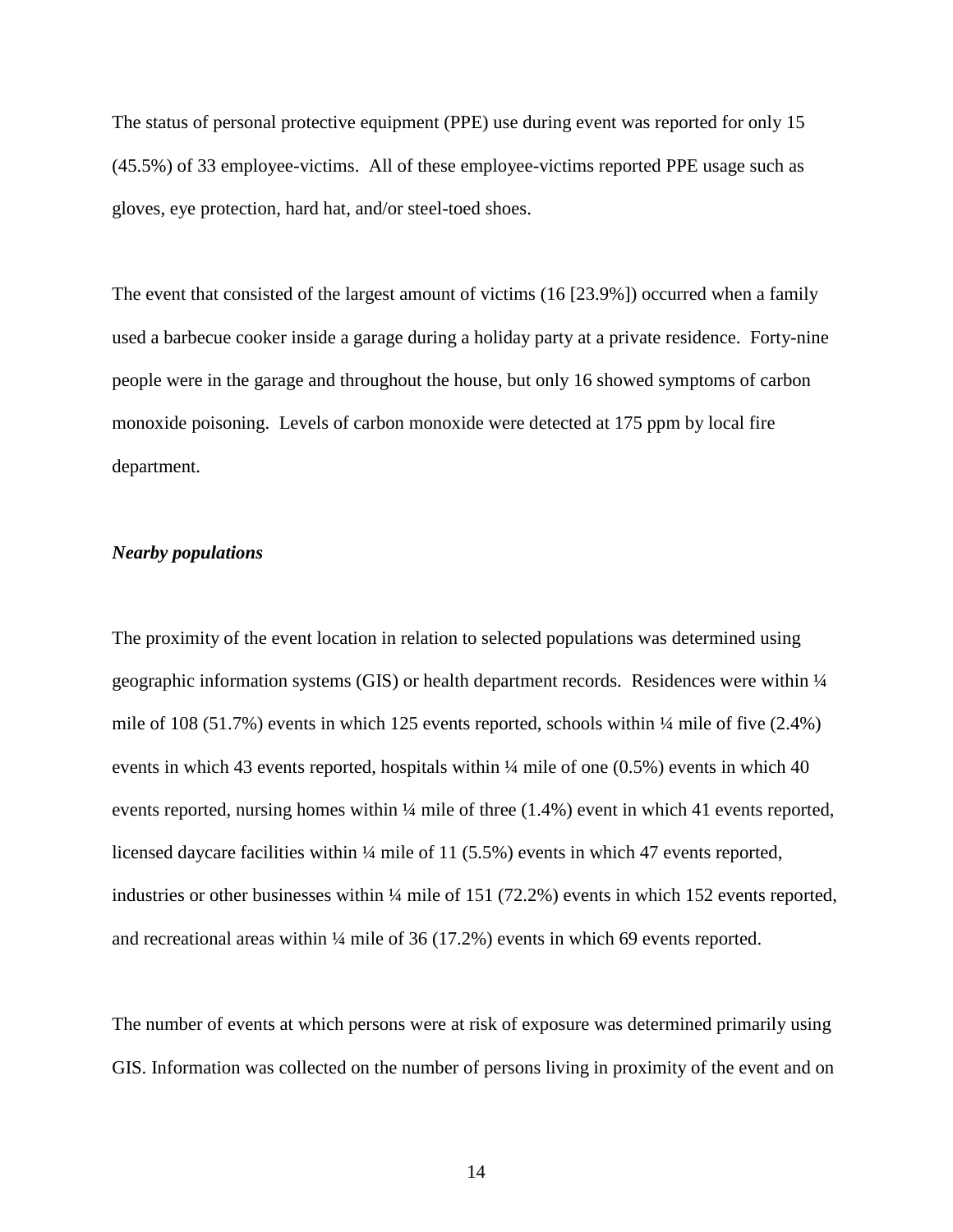The status of personal protective equipment (PPE) use during event was reported for only 15 (45.5%) of 33 employee-victims. All of these employee-victims reported PPE usage such as gloves, eye protection, hard hat, and/or steel-toed shoes.

The event that consisted of the largest amount of victims (16 [23.9%]) occurred when a family used a barbecue cooker inside a garage during a holiday party at a private residence. Forty-nine people were in the garage and throughout the house, but only 16 showed symptoms of carbon monoxide poisoning. Levels of carbon monoxide were detected at 175 ppm by local fire department.

***Nearby populations***

The proximity of the event location in relation to selected populations was determined using geographic information systems (GIS) or health department records. Residences were within ¼ mile of 108 (51.7%) events in which 125 events reported, schools within ¼ mile of five (2.4%) events in which 43 events reported, hospitals within ¼ mile of one (0.5%) events in which 40 events reported, nursing homes within ¼ mile of three (1.4%) event in which 41 events reported, licensed daycare facilities within ¼ mile of 11 (5.5%) events in which 47 events reported, industries or other businesses within ¼ mile of 151 (72.2%) events in which 152 events reported, and recreational areas within ¼ mile of 36 (17.2%) events in which 69 events reported.

The number of events at which persons were at risk of exposure was determined primarily using GIS. Information was collected on the number of persons living in proximity of the event and on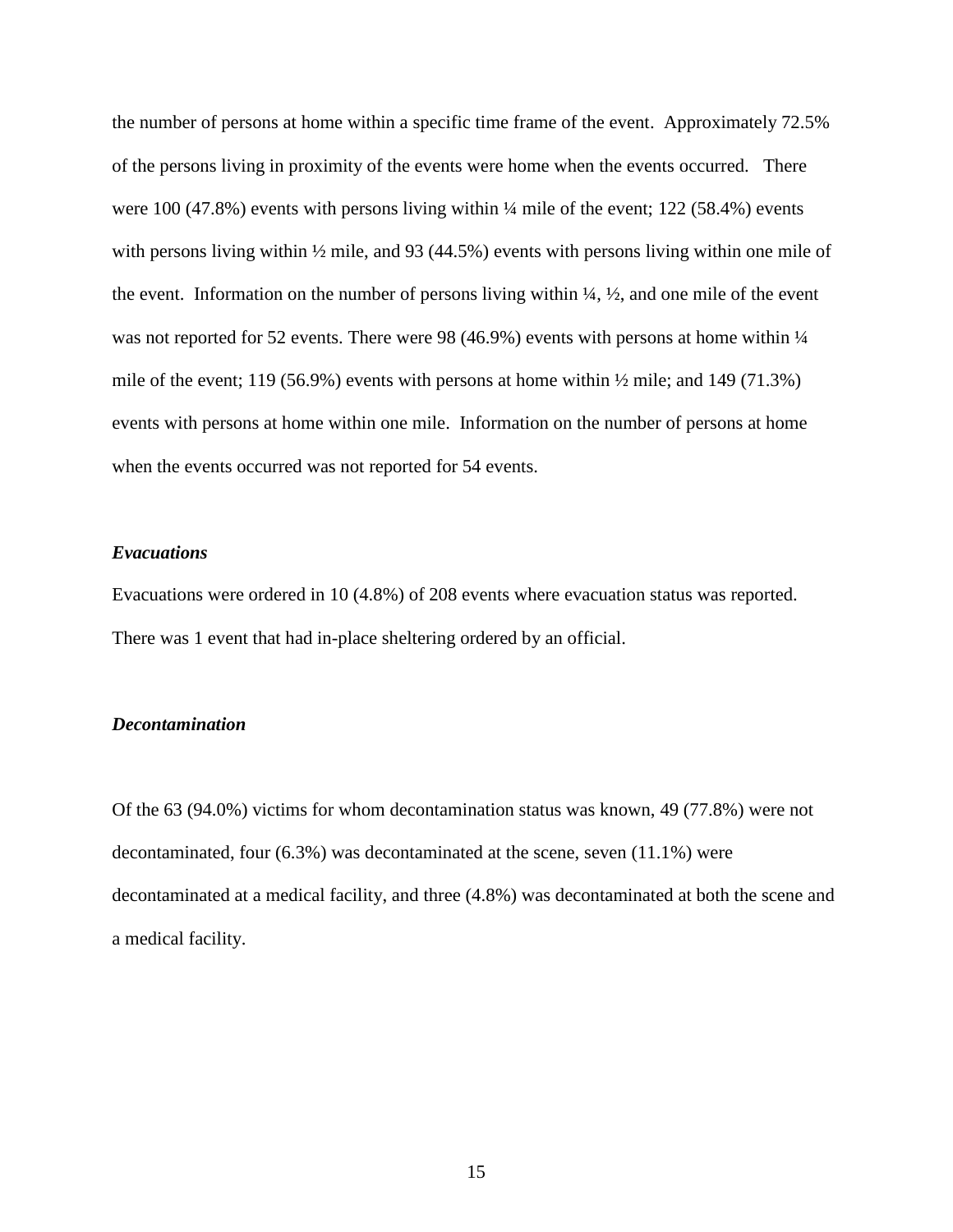the number of persons at home within a specific time frame of the event. Approximately 72.5% of the persons living in proximity of the events were home when the events occurred. There were 100 (47.8%) events with persons living within ¼ mile of the event; 122 (58.4%) events with persons living within ½ mile, and 93 (44.5%) events with persons living within one mile of the event. Information on the number of persons living within ¼, ½, and one mile of the event was not reported for 52 events. There were 98 (46.9%) events with persons at home within ¼ mile of the event; 119 (56.9%) events with persons at home within ½ mile; and 149 (71.3%) events with persons at home within one mile. Information on the number of persons at home when the events occurred was not reported for 54 events.

***Evacuations***

Evacuations were ordered in 10 (4.8%) of 208 events where evacuation status was reported. There was 1 event that had in-place sheltering ordered by an official.

***Decontamination***

Of the 63 (94.0%) victims for whom decontamination status was known, 49 (77.8%) were not decontaminated, four (6.3%) was decontaminated at the scene, seven (11.1%) were decontaminated at a medical facility, and three (4.8%) was decontaminated at both the scene and a medical facility.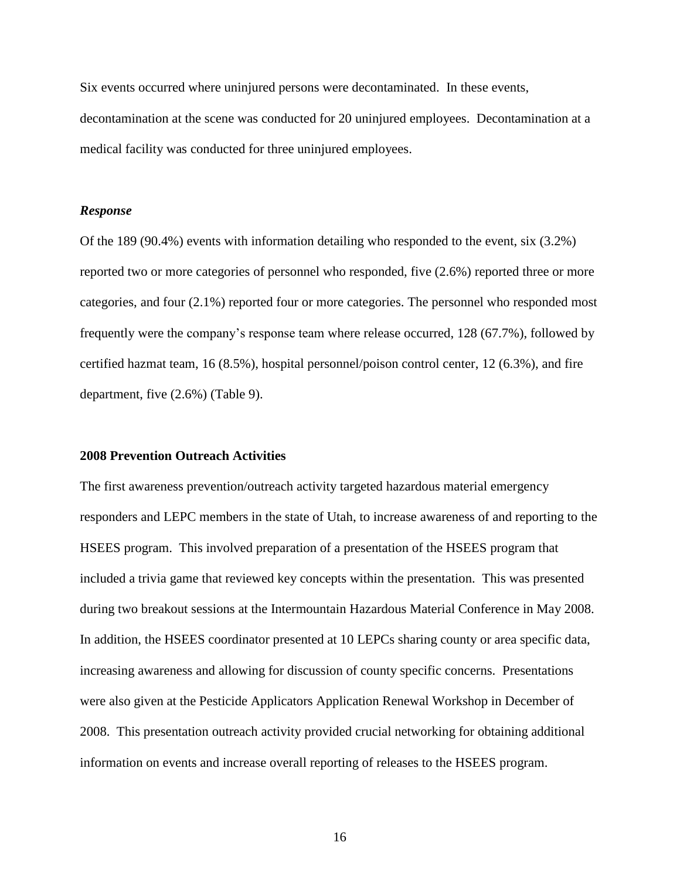Six events occurred where uninjured persons were decontaminated. In these events, decontamination at the scene was conducted for 20 uninjured employees. Decontamination at a medical facility was conducted for three uninjured employees.

### *Response*

Of the 189 (90.4%) events with information detailing who responded to the event, six (3.2%) reported two or more categories of personnel who responded, five (2.6%) reported three or more categories, and four (2.1%) reported four or more categories. The personnel who responded most frequently were the company's response team where release occurred, 128 (67.7%), followed by certified hazmat team, 16 (8.5%), hospital personnel/poison control center, 12 (6.3%), and fire department, five (2.6%) (Table 9).

## **2008 Prevention Outreach Activities**

The first awareness prevention/outreach activity targeted hazardous material emergency responders and LEPC members in the state of Utah, to increase awareness of and reporting to the HSEES program. This involved preparation of a presentation of the HSEES program that included a trivia game that reviewed key concepts within the presentation. This was presented during two breakout sessions at the Intermountain Hazardous Material Conference in May 2008. In addition, the HSEES coordinator presented at 10 LEPCs sharing county or area specific data, increasing awareness and allowing for discussion of county specific concerns. Presentations were also given at the Pesticide Applicators Application Renewal Workshop in December of 2008. This presentation outreach activity provided crucial networking for obtaining additional information on events and increase overall reporting of releases to the HSEES program.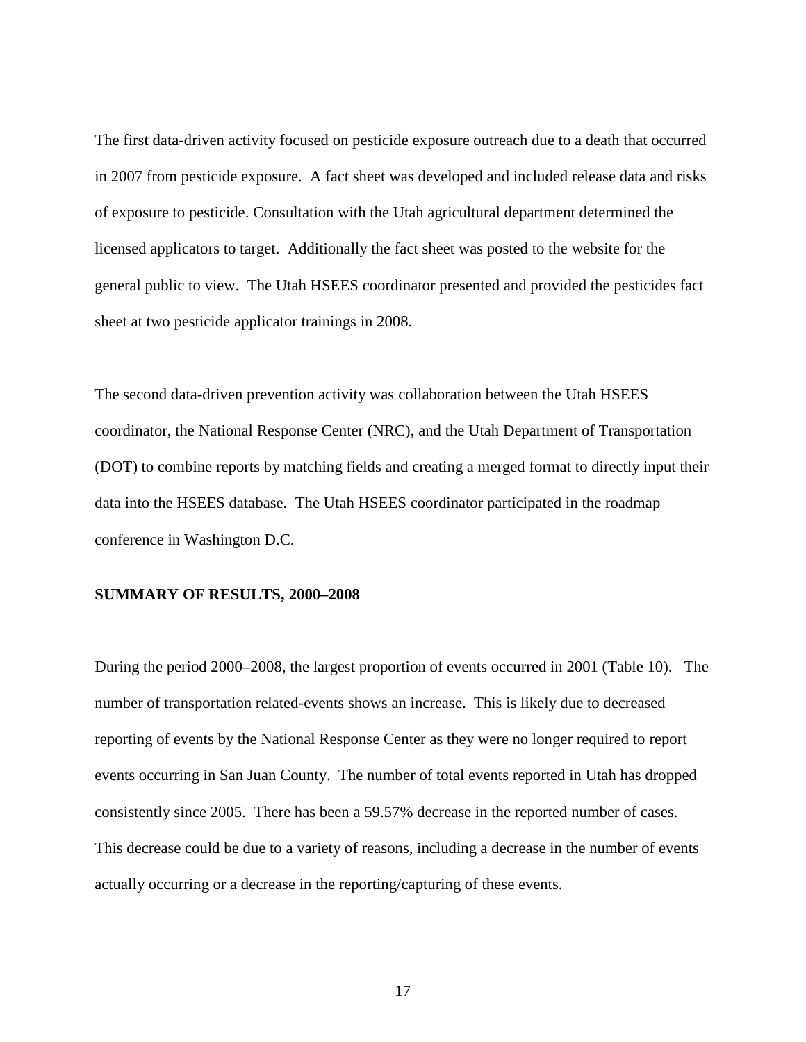The first data-driven activity focused on pesticide exposure outreach due to a death that occurred in 2007 from pesticide exposure. A fact sheet was developed and included release data and risks of exposure to pesticide. Consultation with the Utah agricultural department determined the licensed applicators to target. Additionally the fact sheet was posted to the website for the general public to view. The Utah HSEES coordinator presented and provided the pesticides fact sheet at two pesticide applicator trainings in 2008.

The second data-driven prevention activity was collaboration between the Utah HSEES coordinator, the National Response Center (NRC), and the Utah Department of Transportation (DOT) to combine reports by matching fields and creating a merged format to directly input their data into the HSEES database. The Utah HSEES coordinator participated in the roadmap conference in Washington D.C.

## SUMMARY OF RESULTS, 2000–2008

During the period 2000–2008, the largest proportion of events occurred in 2001 (Table 10). The number of transportation related-events shows an increase. This is likely due to decreased reporting of events by the National Response Center as they were no longer required to report events occurring in San Juan County. The number of total events reported in Utah has dropped consistently since 2005. There has been a 59.57% decrease in the reported number of cases. This decrease could be due to a variety of reasons, including a decrease in the number of events actually occurring or a decrease in the reporting/capturing of these events.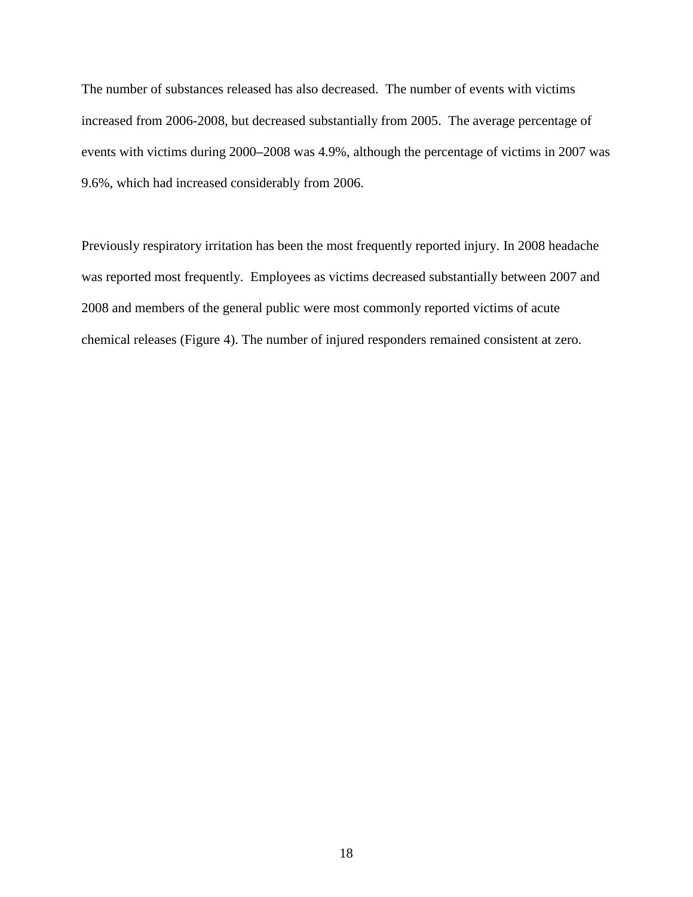The number of substances released has also decreased. The number of events with victims increased from 2006-2008, but decreased substantially from 2005. The average percentage of events with victims during 2000–2008 was 4.9%, although the percentage of victims in 2007 was 9.6%, which had increased considerably from 2006.

Previously respiratory irritation has been the most frequently reported injury. In 2008 headache was reported most frequently. Employees as victims decreased substantially between 2007 and 2008 and members of the general public were most commonly reported victims of acute chemical releases (Figure 4). The number of injured responders remained consistent at zero.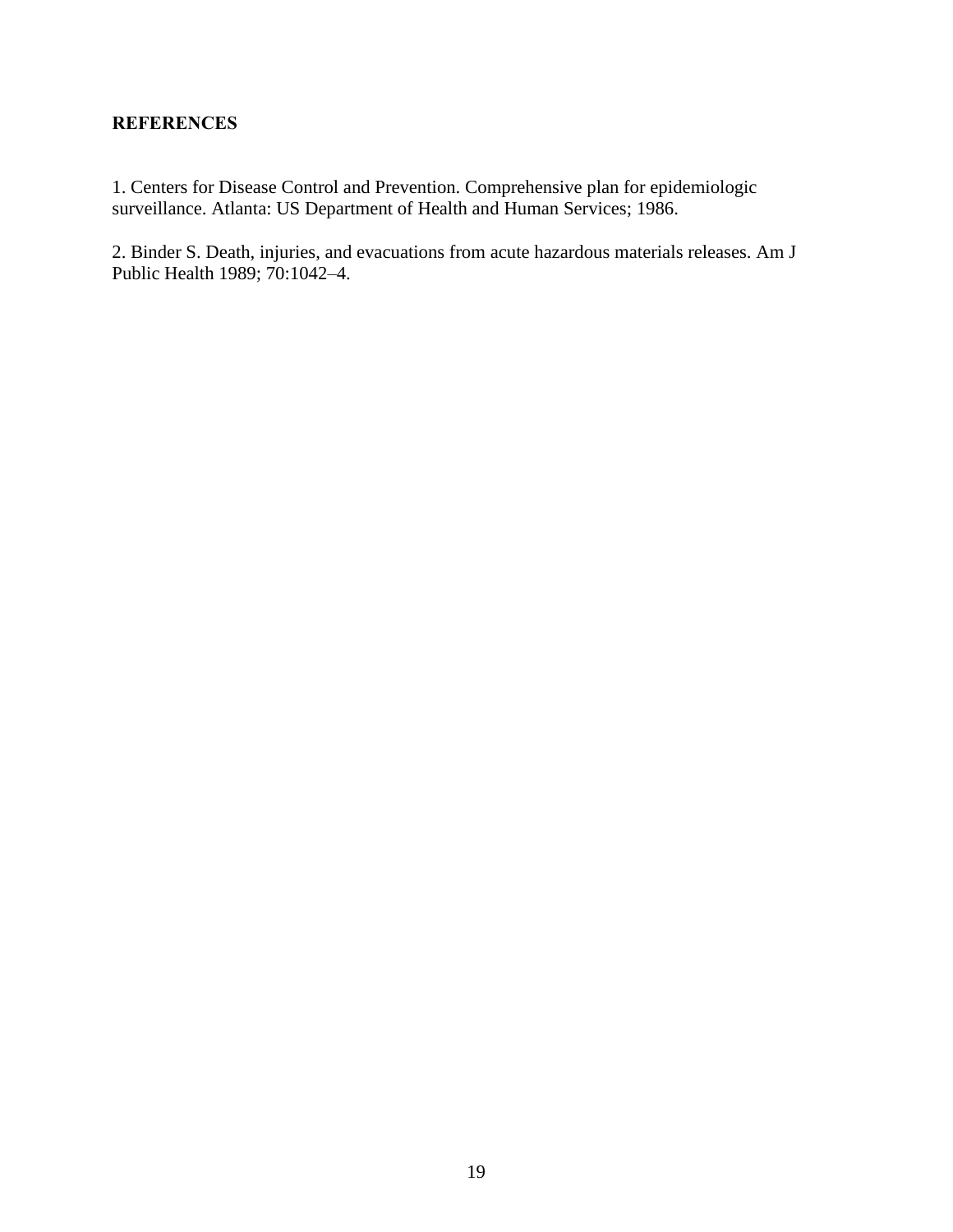## REFERENCES

1. Centers for Disease Control and Prevention. Comprehensive plan for epidemiologic surveillance. Atlanta: US Department of Health and Human Services; 1986.

2. Binder S. Death, injuries, and evacuations from acute hazardous materials releases. Am J Public Health 1989; 70:1042–4.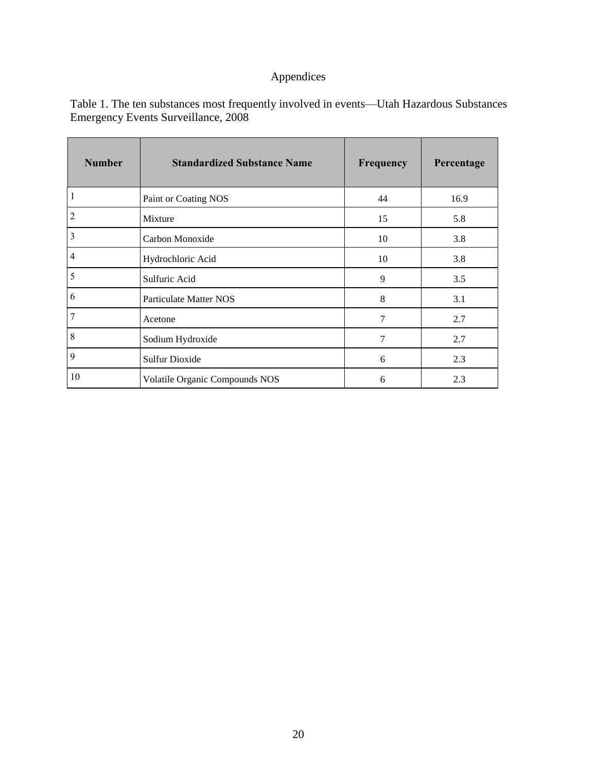# Appendices

Table 1. The ten substances most frequently involved in events—Utah Hazardous Substances Emergency Events Surveillance, 2008

| Number | Standardized Substance Name | Frequency | Percentage |
|---|---|---|---|
| 1 | Paint or Coating NOS | 44 | 16.9 |
| 2 | Mixture | 15 | 5.8 |
| 3 | Carbon Monoxide | 10 | 3.8 |
| 4 | Hydrochloric Acid | 10 | 3.8 |
| 5 | Sulfuric Acid | 9 | 3.5 |
| 6 | Particulate Matter NOS | 8 | 3.1 |
| 7 | Acetone | 7 | 2.7 |
| 8 | Sodium Hydroxide | 7 | 2.7 |
| 9 | Sulfur Dioxide | 6 | 2.3 |
| 10 | Volatile Organic Compounds NOS | 6 | 2.3 |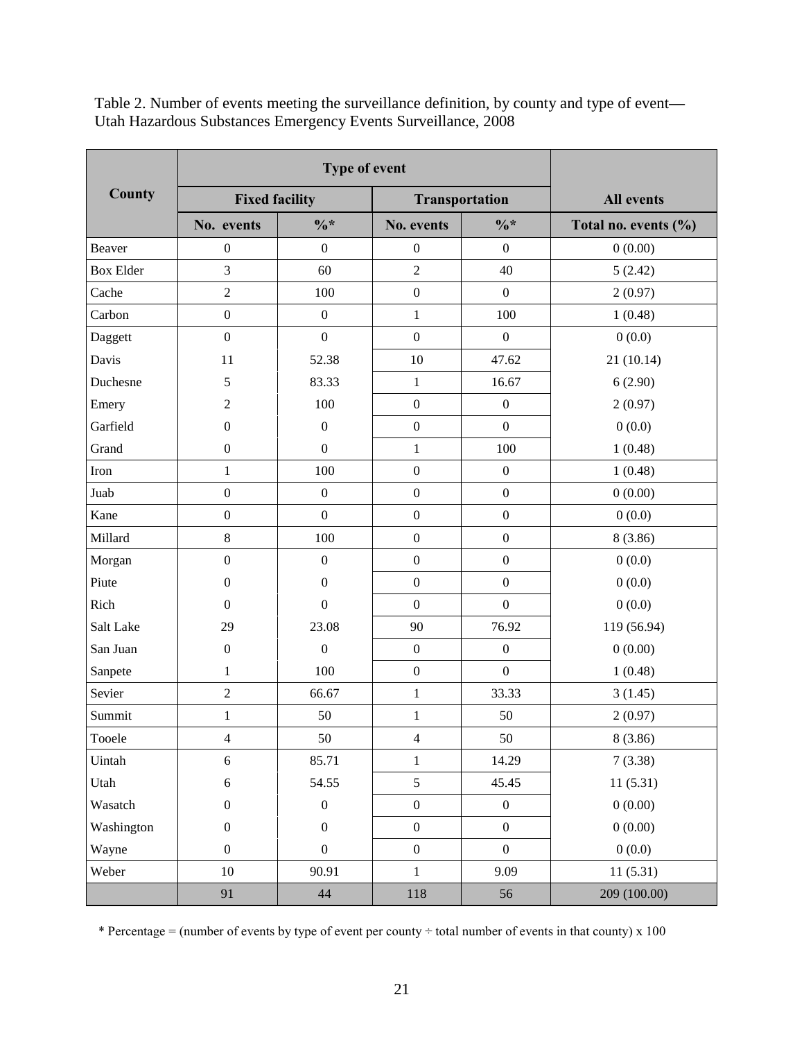Table 2. Number of events meeting the surveillance definition, by county and type of event—Utah Hazardous Substances Emergency Events Surveillance, 2008

| County | Type of event | | | | All events |
|---|---|---|---|---|---|
| | Fixed facility | | Transportation | | |
| | No. events | %* | No. events | %* | Total no. events (%) |
| Beaver | 0 | 0 | 0 | 0 | 0 (0.00) |
| Box Elder | 3 | 60 | 2 | 40 | 5 (2.42) |
| Cache | 2 | 100 | 0 | 0 | 2 (0.97) |
| Carbon | 0 | 0 | 1 | 100 | 1 (0.48) |
| Daggett | 0 | 0 | 0 | 0 | 0 (0.0) |
| Davis | 11 | 52.38 | 10 | 47.62 | 21 (10.14) |
| Duchesne | 5 | 83.33 | 1 | 16.67 | 6 (2.90) |
| Emery | 2 | 100 | 0 | 0 | 2 (0.97) |
| Garfield | 0 | 0 | 0 | 0 | 0 (0.0) |
| Grand | 0 | 0 | 1 | 100 | 1 (0.48) |
| Iron | 1 | 100 | 0 | 0 | 1 (0.48) |
| Juab | 0 | 0 | 0 | 0 | 0 (0.00) |
| Kane | 0 | 0 | 0 | 0 | 0 (0.0) |
| Millard | 8 | 100 | 0 | 0 | 8 (3.86) |
| Morgan | 0 | 0 | 0 | 0 | 0 (0.0) |
| Piute | 0 | 0 | 0 | 0 | 0 (0.0) |
| Rich | 0 | 0 | 0 | 0 | 0 (0.0) |
| Salt Lake | 29 | 23.08 | 90 | 76.92 | 119 (56.94) |
| San Juan | 0 | 0 | 0 | 0 | 0 (0.00) |
| Sanpete | 1 | 100 | 0 | 0 | 1 (0.48) |
| Sevier | 2 | 66.67 | 1 | 33.33 | 3 (1.45) |
| Summit | 1 | 50 | 1 | 50 | 2 (0.97) |
| Tooele | 4 | 50 | 4 | 50 | 8 (3.86) |
| Uintah | 6 | 85.71 | 1 | 14.29 | 7 (3.38) |
| Utah | 6 | 54.55 | 5 | 45.45 | 11 (5.31) |
| Wasatch | 0 | 0 | 0 | 0 | 0 (0.00) |
| Washington | 0 | 0 | 0 | 0 | 0 (0.00) |
| Wayne | 0 | 0 | 0 | 0 | 0 (0.0) |
| Weber | 10 | 90.91 | 1 | 9.09 | 11 (5.31) |
| | 91 | 44 | 118 | 56 | 209 (100.00) |

* Percentage = (number of events by type of event per county ÷ total number of events in that county) x 100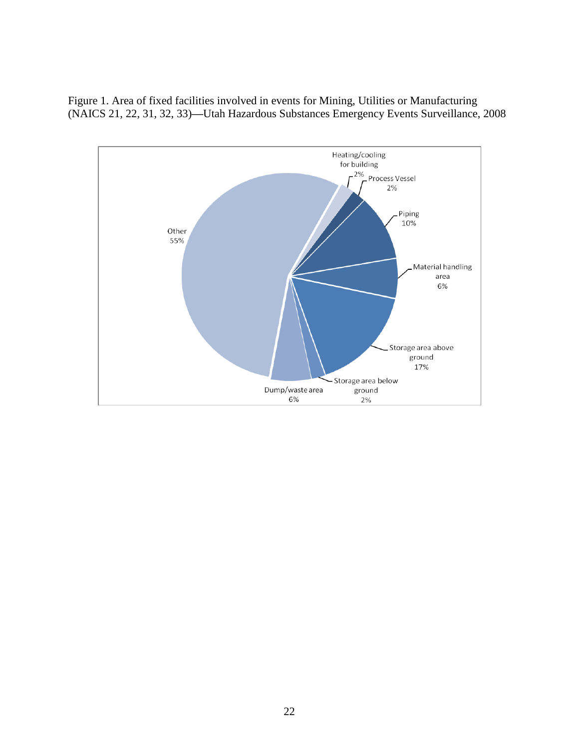Figure 1. Area of fixed facilities involved in events for Mining, Utilities or Manufacturing (NAICS 21, 22, 31, 32, 33)—Utah Hazardous Substances Emergency Events Surveillance, 2008

| Area | Percent |
| --- | --- |
| Heating/cooling for building | 2% |
| Process Vessel | 2% |
| Piping | 10% |
| Material handling area | 6% |
| Storage area above ground | 17% |
| Storage area below ground | 2% |
| Dump/waste area | 6% |
| Other | 55% |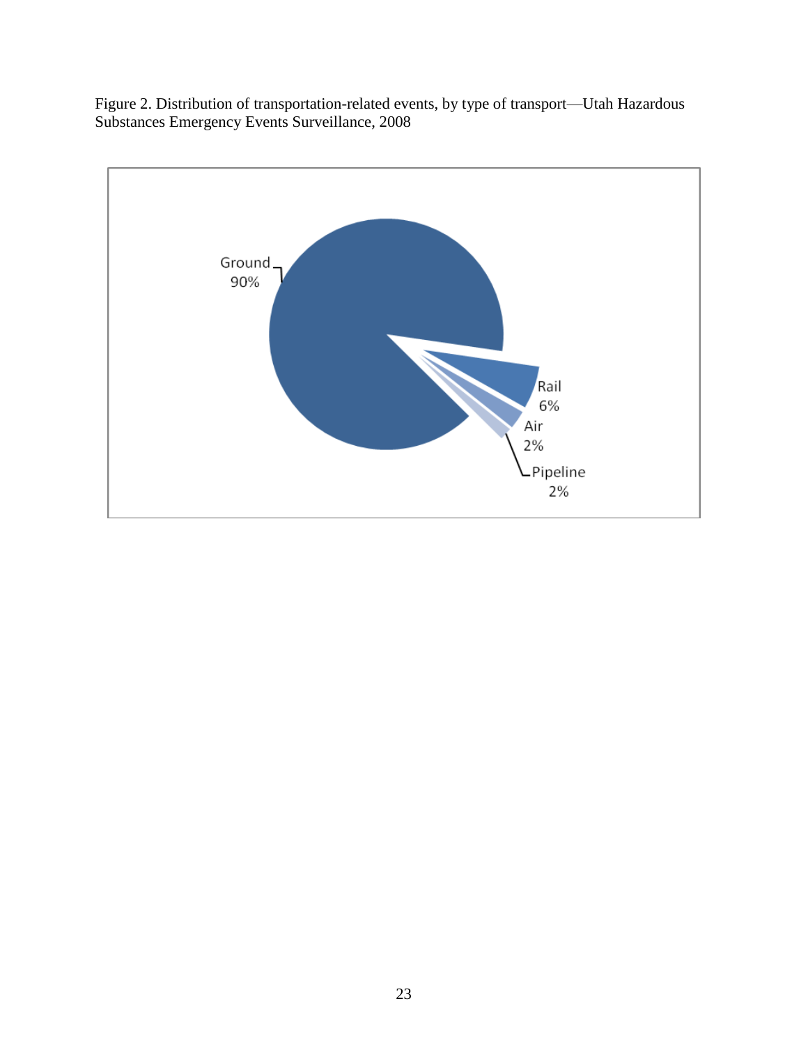Figure 2. Distribution of transportation-related events, by type of transport—Utah Hazardous Substances Emergency Events Surveillance, 2008

Ground 90%

Rail 6%

Air 2%

Pipeline 2%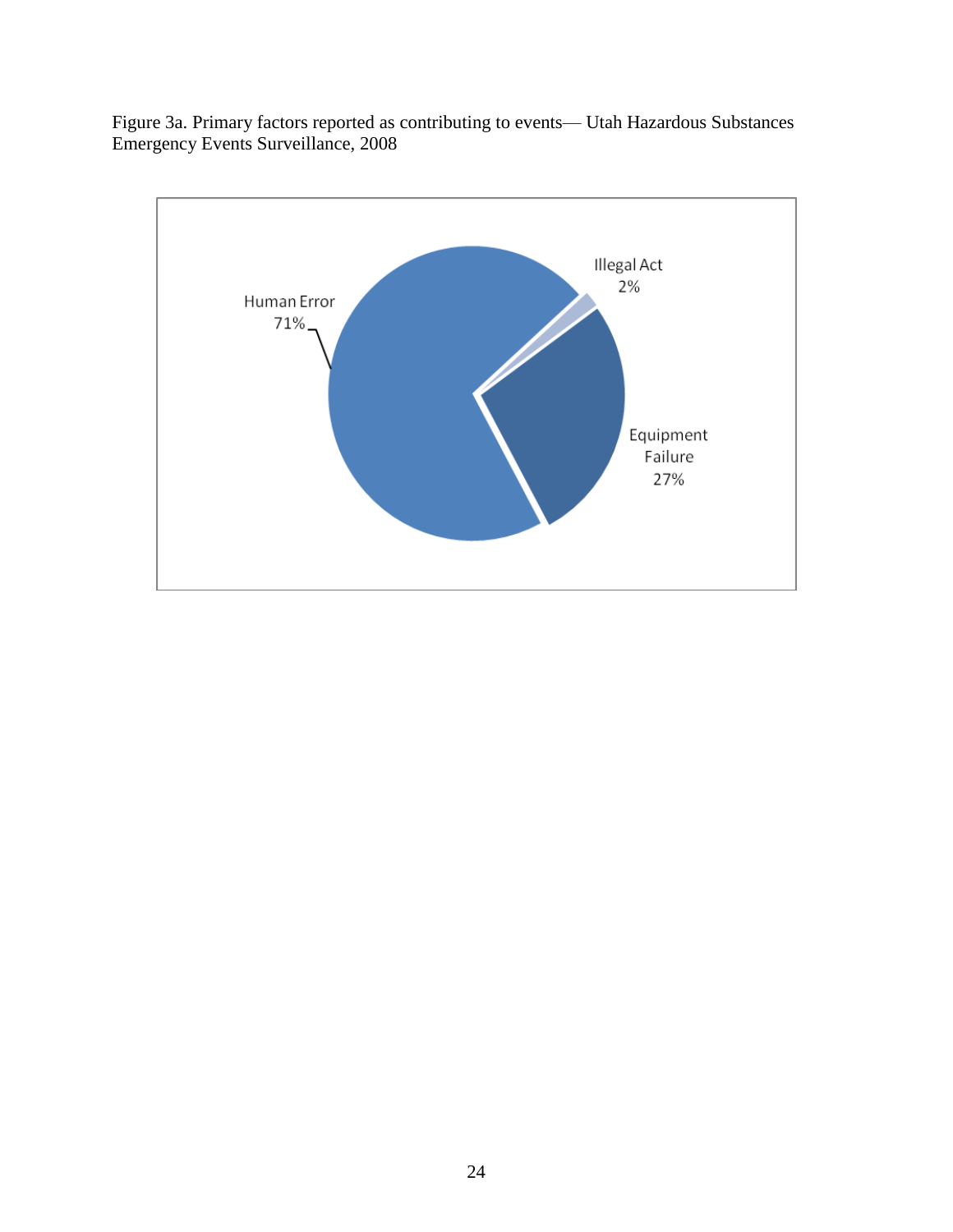Figure 3a. Primary factors reported as contributing to events— Utah Hazardous Substances Emergency Events Surveillance, 2008

Human Error 71%

Illegal Act 2%

Equipment Failure 27%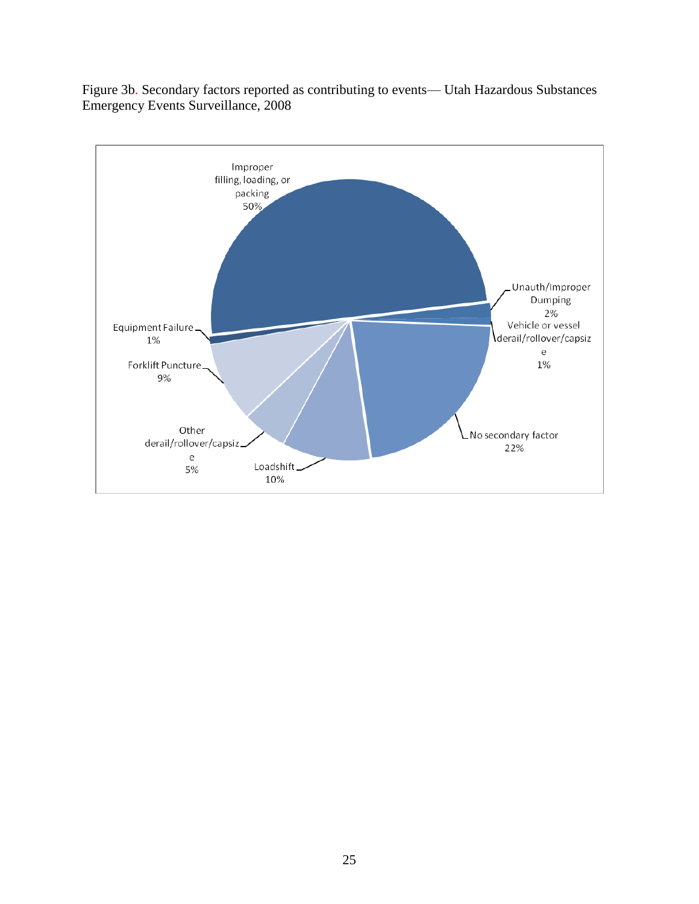Figure 3b. Secondary factors reported as contributing to events— Utah Hazardous Substances Emergency Events Surveillance, 2008

Improper filling, loading, or packing 50%

Unauth/Improper Dumping 2%

Vehicle or vessel derail/rollover/capsize 1%

No secondary factor 22%

Loadshift 10%

Other derail/rollover/capsize 5%

Forklift Puncture 9%

Equipment Failure 1%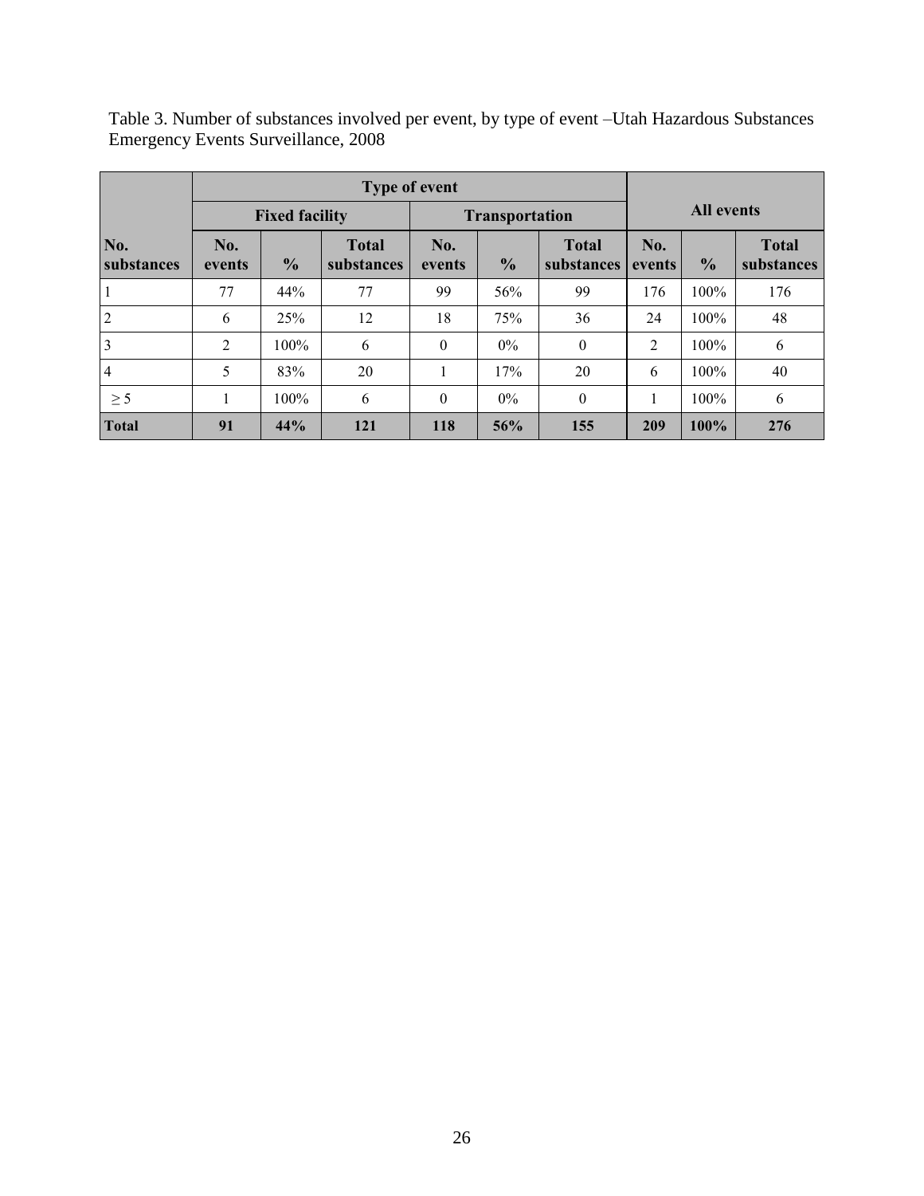Table 3. Number of substances involved per event, by type of event –Utah Hazardous Substances Emergency Events Surveillance, 2008

| | Type of event | | | | | | All events | | |
|---|---|---|---|---|---|---|---|---|---|
| | Fixed facility | | | Transportation | | | | | |
| No. substances | No. events | % | Total substances | No. events | % | Total substances | No. events | % | Total substances |
| 1 | 77 | 44% | 77 | 99 | 56% | 99 | 176 | 100% | 176 |
| 2 | 6 | 25% | 12 | 18 | 75% | 36 | 24 | 100% | 48 |
| 3 | 2 | 100% | 6 | 0 | 0% | 0 | 2 | 100% | 6 |
| 4 | 5 | 83% | 20 | 1 | 17% | 20 | 6 | 100% | 40 |
| ≥ 5 | 1 | 100% | 6 | 0 | 0% | 0 | 1 | 100% | 6 |
| **Total** | **91** | **44%** | **121** | **118** | **56%** | **155** | **209** | **100%** | **276** |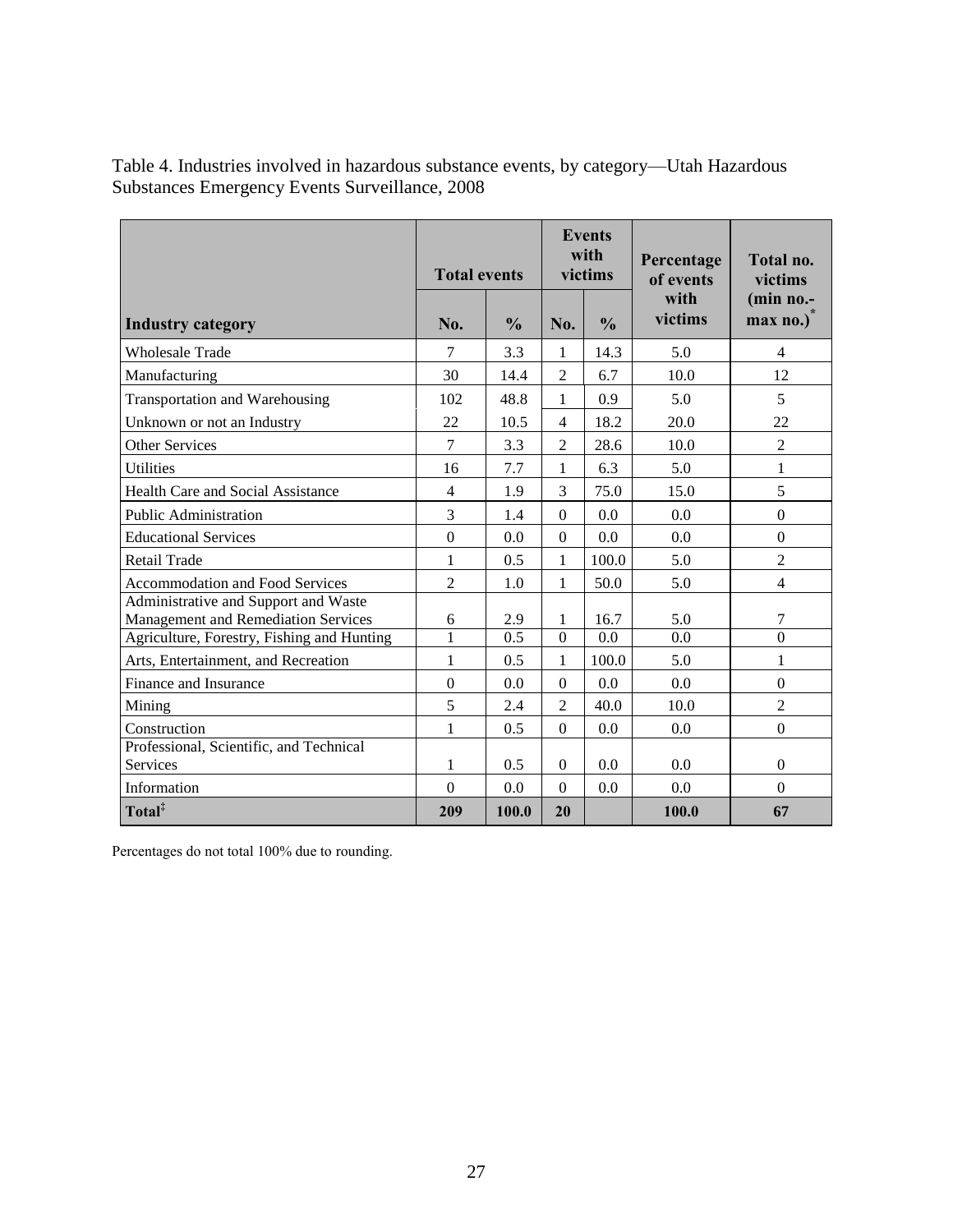Table 4. Industries involved in hazardous substance events, by category—Utah Hazardous Substances Emergency Events Surveillance, 2008

| Industry category | Total events | | Events with victims | | Percentage of events with victims | Total no. victims (min no.-max no.)* |
|---|---|---|---|---|---|---|
| | No. | % | No. | % | | |
| Wholesale Trade | 7 | 3.3 | 1 | 14.3 | 5.0 | 4 |
| Manufacturing | 30 | 14.4 | 2 | 6.7 | 10.0 | 12 |
| Transportation and Warehousing | 102 | 48.8 | 1 | 0.9 | 5.0 | 5 |
| Unknown or not an Industry | 22 | 10.5 | 4 | 18.2 | 20.0 | 22 |
| Other Services | 7 | 3.3 | 2 | 28.6 | 10.0 | 2 |
| Utilities | 16 | 7.7 | 1 | 6.3 | 5.0 | 1 |
| Health Care and Social Assistance | 4 | 1.9 | 3 | 75.0 | 15.0 | 5 |
| Public Administration | 3 | 1.4 | 0 | 0.0 | 0.0 | 0 |
| Educational Services | 0 | 0.0 | 0 | 0.0 | 0.0 | 0 |
| Retail Trade | 1 | 0.5 | 1 | 100.0 | 5.0 | 2 |
| Accommodation and Food Services | 2 | 1.0 | 1 | 50.0 | 5.0 | 4 |
| Administrative and Support and Waste Management and Remediation Services | 6 | 2.9 | 1 | 16.7 | 5.0 | 7 |
| Agriculture, Forestry, Fishing and Hunting | 1 | 0.5 | 0 | 0.0 | 0.0 | 0 |
| Arts, Entertainment, and Recreation | 1 | 0.5 | 1 | 100.0 | 5.0 | 1 |
| Finance and Insurance | 0 | 0.0 | 0 | 0.0 | 0.0 | 0 |
| Mining | 5 | 2.4 | 2 | 40.0 | 10.0 | 2 |
| Construction | 1 | 0.5 | 0 | 0.0 | 0.0 | 0 |
| Professional, Scientific, and Technical Services | 1 | 0.5 | 0 | 0.0 | 0.0 | 0 |
| Information | 0 | 0.0 | 0 | 0.0 | 0.0 | 0 |
| **Total‡** | **209** | **100.0** | **20** | | **100.0** | **67** |

Percentages do not total 100% due to rounding.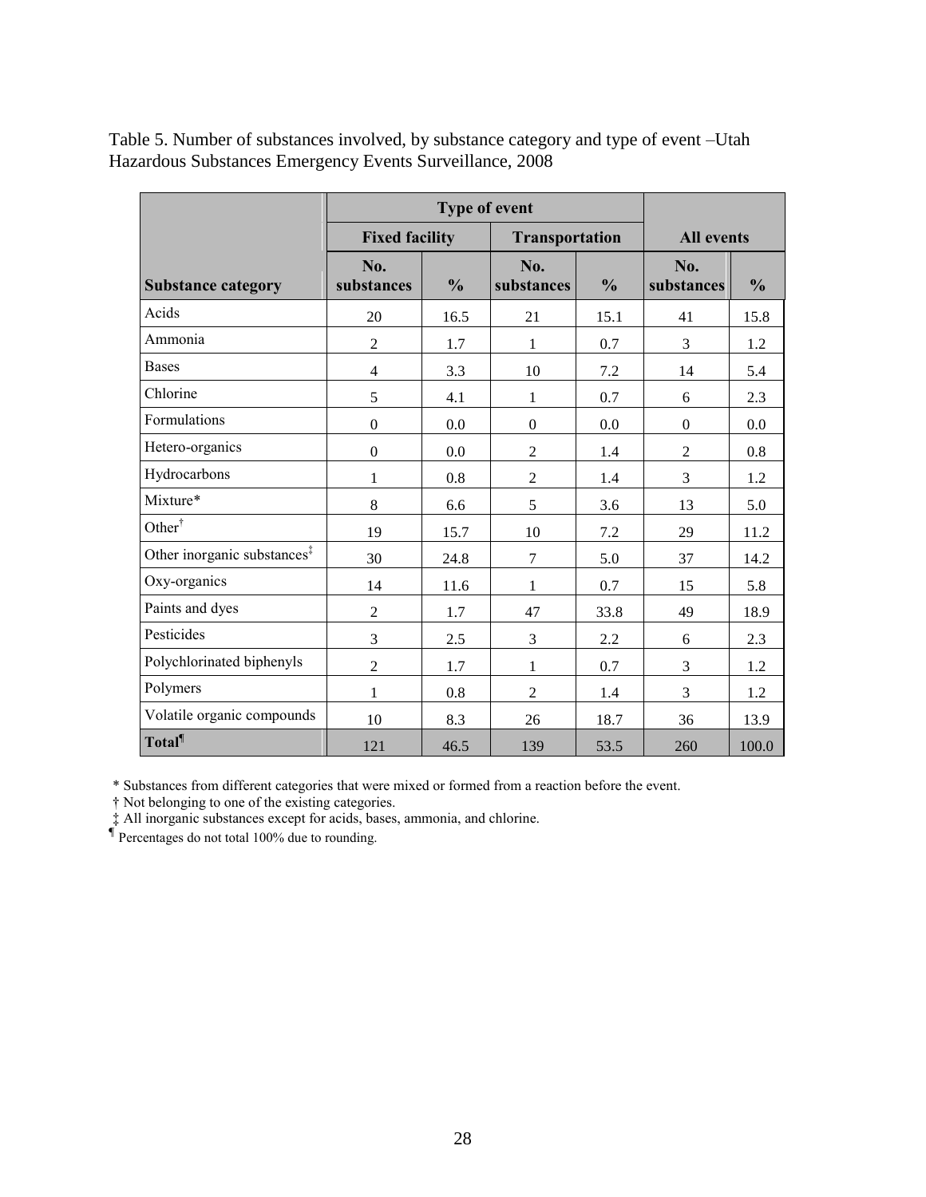Table 5. Number of substances involved, by substance category and type of event –Utah Hazardous Substances Emergency Events Surveillance, 2008

| | Type of event | | | | | |
|---|---|---|---|---|---|---|
| | Fixed facility | | Transportation | | All events | |
| **Substance category** | **No. substances** | **%** | **No. substances** | **%** | **No. substances** | **%** |
| Acids | 20 | 16.5 | 21 | 15.1 | 41 | 15.8 |
| Ammonia | 2 | 1.7 | 1 | 0.7 | 3 | 1.2 |
| Bases | 4 | 3.3 | 10 | 7.2 | 14 | 5.4 |
| Chlorine | 5 | 4.1 | 1 | 0.7 | 6 | 2.3 |
| Formulations | 0 | 0.0 | 0 | 0.0 | 0 | 0.0 |
| Hetero-organics | 0 | 0.0 | 2 | 1.4 | 2 | 0.8 |
| Hydrocarbons | 1 | 0.8 | 2 | 1.4 | 3 | 1.2 |
| Mixture* | 8 | 6.6 | 5 | 3.6 | 13 | 5.0 |
| Other† | 19 | 15.7 | 10 | 7.2 | 29 | 11.2 |
| Other inorganic substances‡ | 30 | 24.8 | 7 | 5.0 | 37 | 14.2 |
| Oxy-organics | 14 | 11.6 | 1 | 0.7 | 15 | 5.8 |
| Paints and dyes | 2 | 1.7 | 47 | 33.8 | 49 | 18.9 |
| Pesticides | 3 | 2.5 | 3 | 2.2 | 6 | 2.3 |
| Polychlorinated biphenyls | 2 | 1.7 | 1 | 0.7 | 3 | 1.2 |
| Polymers | 1 | 0.8 | 2 | 1.4 | 3 | 1.2 |
| Volatile organic compounds | 10 | 8.3 | 26 | 18.7 | 36 | 13.9 |
| **Total¶** | 121 | 46.5 | 139 | 53.5 | 260 | 100.0 |

\* Substances from different categories that were mixed or formed from a reaction before the event.

† Not belonging to one of the existing categories.

‡ All inorganic substances except for acids, bases, ammonia, and chlorine.

¶ Percentages do not total 100% due to rounding.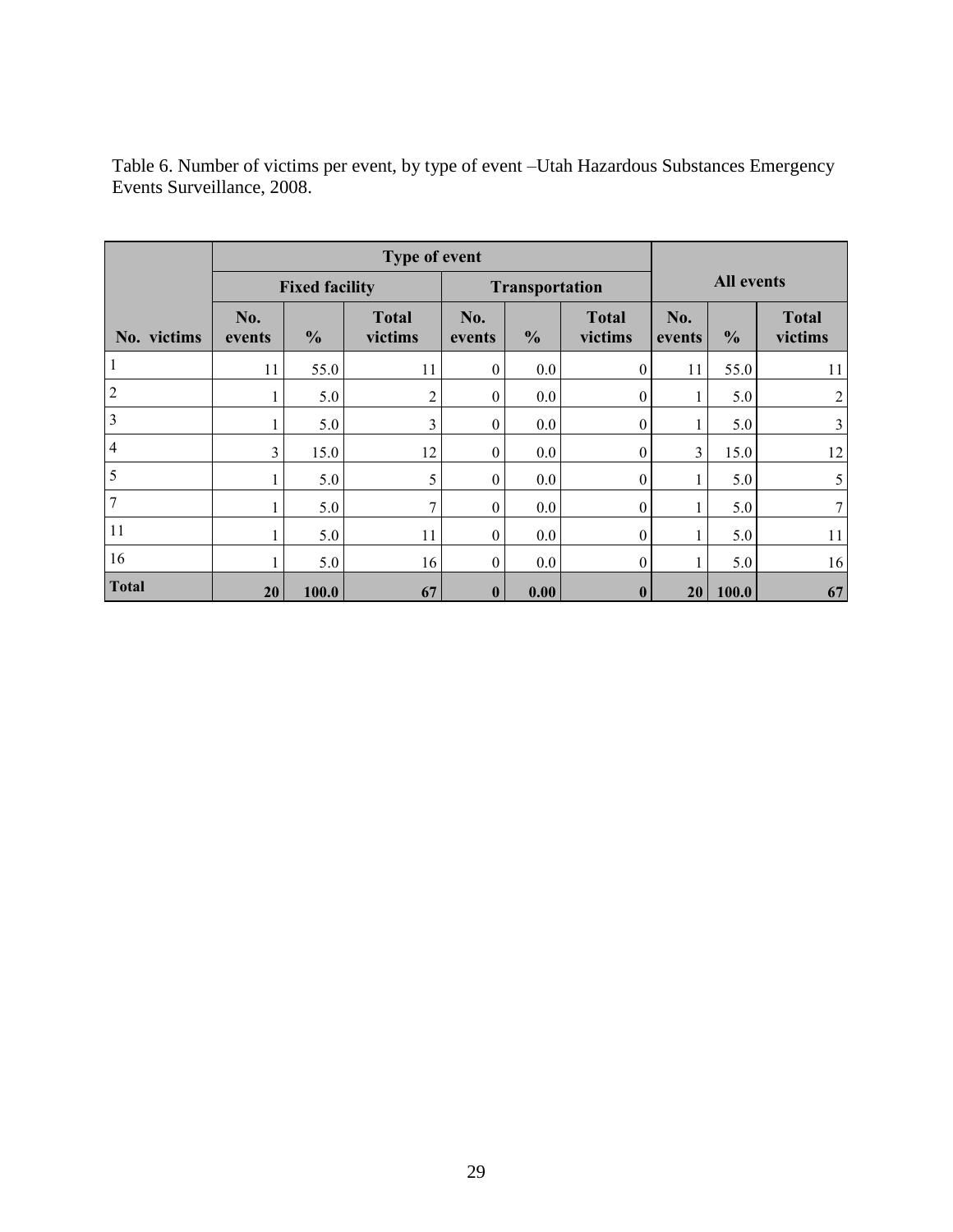Table 6. Number of victims per event, by type of event –Utah Hazardous Substances Emergency Events Surveillance, 2008.

| | Type of event | | | | | | All events | | |
|---|---|---|---|---|---|---|---|---|---|
| | Fixed facility | | | Transportation | | | | | |
| No. victims | No. events | % | Total victims | No. events | % | Total victims | No. events | % | Total victims |
| 1 | 11 | 55.0 | 11 | 0 | 0.0 | 0 | 11 | 55.0 | 11 |
| 2 | 1 | 5.0 | 2 | 0 | 0.0 | 0 | 1 | 5.0 | 2 |
| 3 | 1 | 5.0 | 3 | 0 | 0.0 | 0 | 1 | 5.0 | 3 |
| 4 | 3 | 15.0 | 12 | 0 | 0.0 | 0 | 3 | 15.0 | 12 |
| 5 | 1 | 5.0 | 5 | 0 | 0.0 | 0 | 1 | 5.0 | 5 |
| 7 | 1 | 5.0 | 7 | 0 | 0.0 | 0 | 1 | 5.0 | 7 |
| 11 | 1 | 5.0 | 11 | 0 | 0.0 | 0 | 1 | 5.0 | 11 |
| 16 | 1 | 5.0 | 16 | 0 | 0.0 | 0 | 1 | 5.0 | 16 |
| **Total** | **20** | **100.0** | **67** | **0** | **0.00** | **0** | **20** | **100.0** | **67** |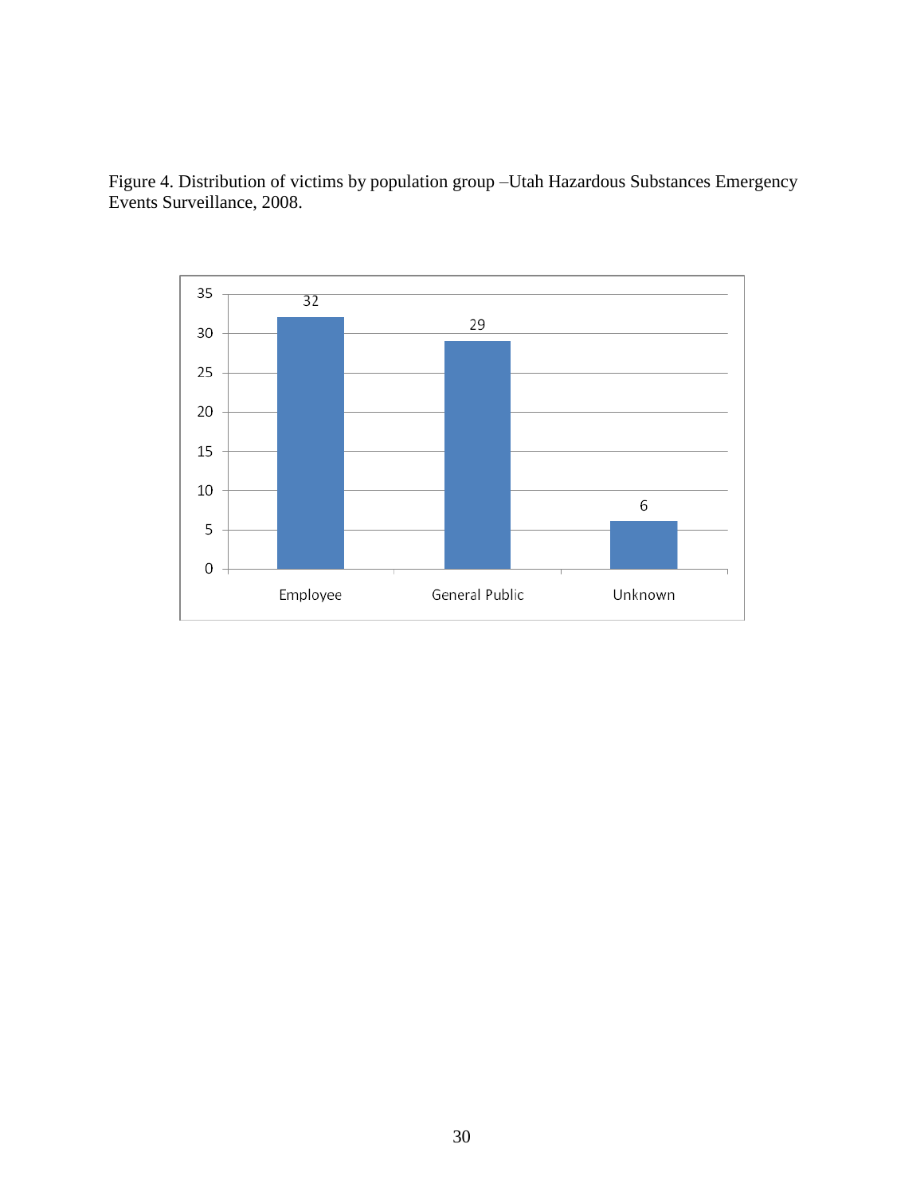Figure 4. Distribution of victims by population group –Utah Hazardous Substances Emergency Events Surveillance, 2008.

| Population group | Number of victims |
| --- | --- |
| Employee | 32 |
| General Public | 29 |
| Unknown | 6 |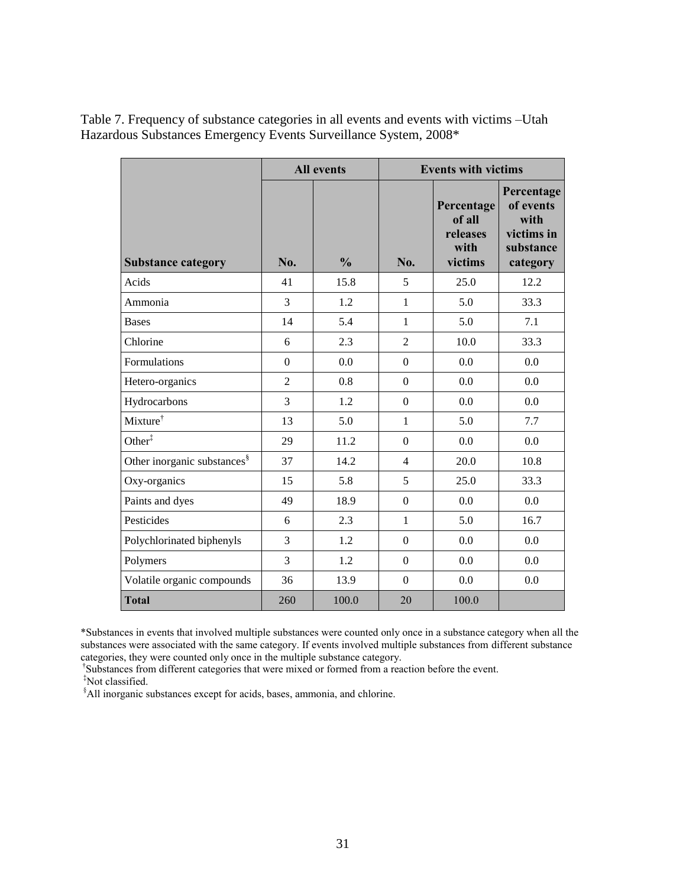Table 7. Frequency of substance categories in all events and events with victims –Utah Hazardous Substances Emergency Events Surveillance System, 2008*

| | All events | | Events with victims | | |
|---|---|---|---|---|---|
| **Substance category** | **No.** | **%** | **No.** | **Percentage of all releases with victims** | **Percentage of events with victims in substance category** |
| Acids | 41 | 15.8 | 5 | 25.0 | 12.2 |
| Ammonia | 3 | 1.2 | 1 | 5.0 | 33.3 |
| Bases | 14 | 5.4 | 1 | 5.0 | 7.1 |
| Chlorine | 6 | 2.3 | 2 | 10.0 | 33.3 |
| Formulations | 0 | 0.0 | 0 | 0.0 | 0.0 |
| Hetero-organics | 2 | 0.8 | 0 | 0.0 | 0.0 |
| Hydrocarbons | 3 | 1.2 | 0 | 0.0 | 0.0 |
| Mixture† | 13 | 5.0 | 1 | 5.0 | 7.7 |
| Other‡ | 29 | 11.2 | 0 | 0.0 | 0.0 |
| Other inorganic substances§ | 37 | 14.2 | 4 | 20.0 | 10.8 |
| Oxy-organics | 15 | 5.8 | 5 | 25.0 | 33.3 |
| Paints and dyes | 49 | 18.9 | 0 | 0.0 | 0.0 |
| Pesticides | 6 | 2.3 | 1 | 5.0 | 16.7 |
| Polychlorinated biphenyls | 3 | 1.2 | 0 | 0.0 | 0.0 |
| Polymers | 3 | 1.2 | 0 | 0.0 | 0.0 |
| Volatile organic compounds | 36 | 13.9 | 0 | 0.0 | 0.0 |
| **Total** | 260 | 100.0 | 20 | 100.0 | |

*Substances in events that involved multiple substances were counted only once in a substance category when all the substances were associated with the same category. If events involved multiple substances from different substance categories, they were counted only once in the multiple substance category.

†Substances from different categories that were mixed or formed from a reaction before the event.

‡Not classified.

§All inorganic substances except for acids, bases, ammonia, and chlorine.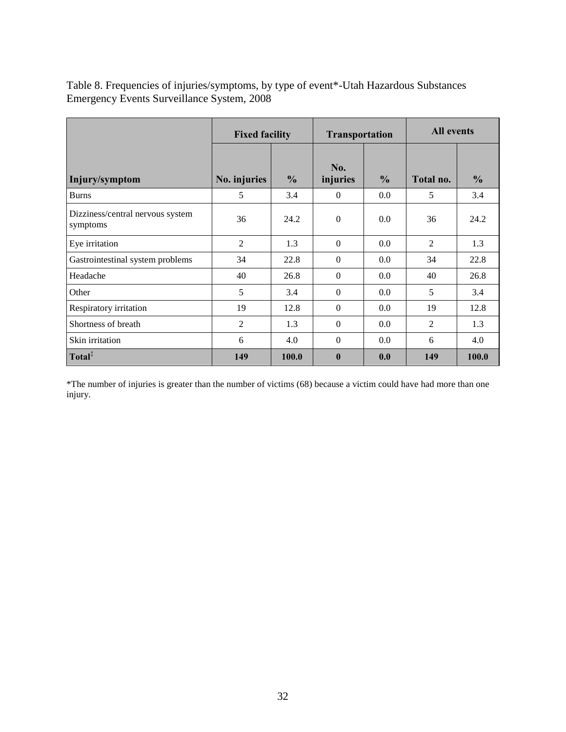Table 8. Frequencies of injuries/symptoms, by type of event*-Utah Hazardous Substances Emergency Events Surveillance System, 2008

| | Fixed facility | | Transportation | | All events | |
|---|---|---|---|---|---|---|
| **Injury/symptom** | **No. injuries** | **%** | **No. injuries** | **%** | **Total no.** | **%** |
| Burns | 5 | 3.4 | 0 | 0.0 | 5 | 3.4 |
| Dizziness/central nervous system symptoms | 36 | 24.2 | 0 | 0.0 | 36 | 24.2 |
| Eye irritation | 2 | 1.3 | 0 | 0.0 | 2 | 1.3 |
| Gastrointestinal system problems | 34 | 22.8 | 0 | 0.0 | 34 | 22.8 |
| Headache | 40 | 26.8 | 0 | 0.0 | 40 | 26.8 |
| Other | 5 | 3.4 | 0 | 0.0 | 5 | 3.4 |
| Respiratory irritation | 19 | 12.8 | 0 | 0.0 | 19 | 12.8 |
| Shortness of breath | 2 | 1.3 | 0 | 0.0 | 2 | 1.3 |
| Skin irritation | 6 | 4.0 | 0 | 0.0 | 6 | 4.0 |
| **Total‡** | **149** | **100.0** | **0** | **0.0** | **149** | **100.0** |

*The number of injuries is greater than the number of victims (68) because a victim could have had more than one injury.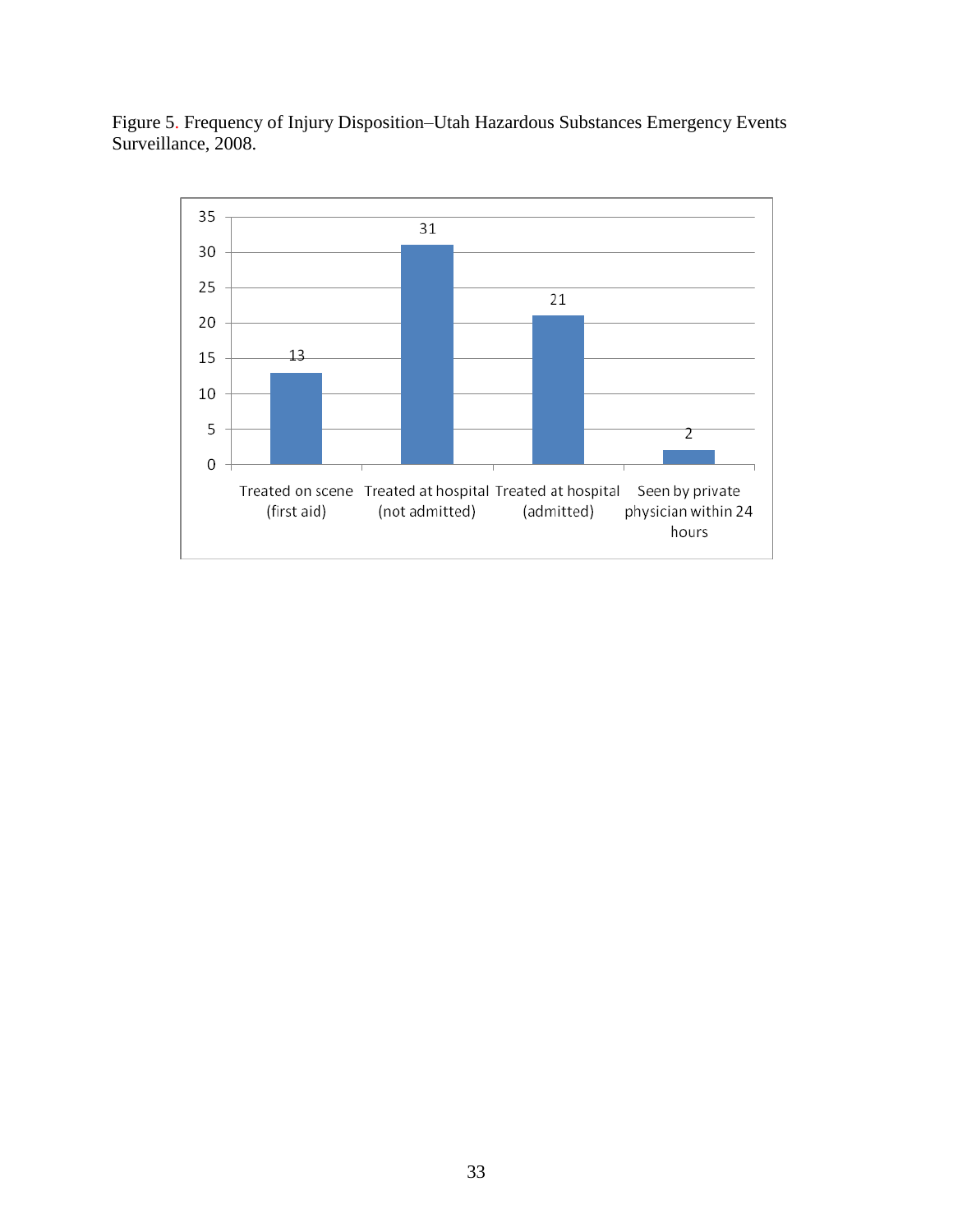Figure 5. Frequency of Injury Disposition–Utah Hazardous Substances Emergency Events Surveillance, 2008.

| Disposition | Frequency |
| --- | --- |
| Treated on scene (first aid) | 13 |
| Treated at hospital (not admitted) | 31 |
| Treated at hospital (admitted) | 21 |
| Seen by private physician within 24 hours | 2 |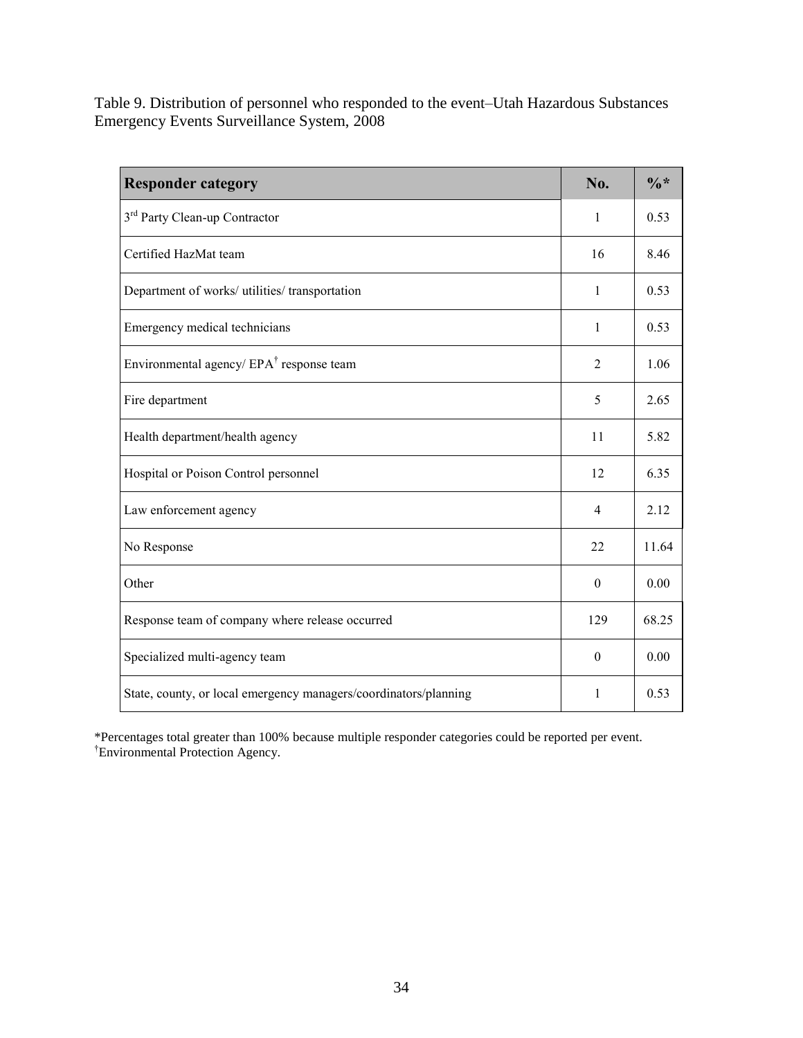Table 9. Distribution of personnel who responded to the event–Utah Hazardous Substances Emergency Events Surveillance System, 2008

| Responder category | No. | %* |
|---|---|---|
| 3rd Party Clean-up Contractor | 1 | 0.53 |
| Certified HazMat team | 16 | 8.46 |
| Department of works/ utilities/ transportation | 1 | 0.53 |
| Emergency medical technicians | 1 | 0.53 |
| Environmental agency/ EPA† response team | 2 | 1.06 |
| Fire department | 5 | 2.65 |
| Health department/health agency | 11 | 5.82 |
| Hospital or Poison Control personnel | 12 | 6.35 |
| Law enforcement agency | 4 | 2.12 |
| No Response | 22 | 11.64 |
| Other | 0 | 0.00 |
| Response team of company where release occurred | 129 | 68.25 |
| Specialized multi-agency team | 0 | 0.00 |
| State, county, or local emergency managers/coordinators/planning | 1 | 0.53 |

*Percentages total greater than 100% because multiple responder categories could be reported per event.
†Environmental Protection Agency.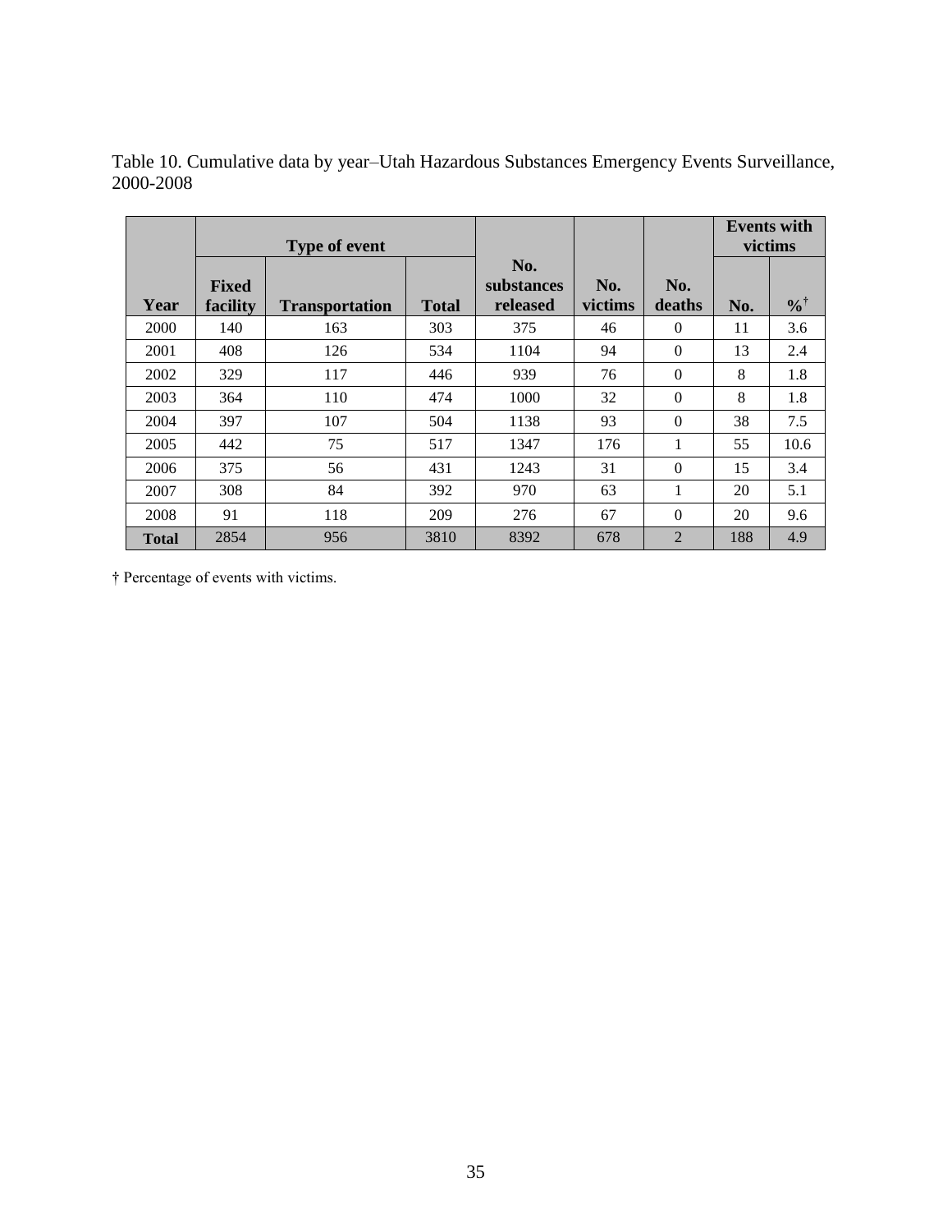Table 10. Cumulative data by year–Utah Hazardous Substances Emergency Events Surveillance, 2000-2008

| | Type of event | | | | | | Events with victims | |
|---|---|---|---|---|---|---|---|---|
| Year | Fixed facility | Transportation | Total | No. substances released | No. victims | No. deaths | No. | %† |
| 2000 | 140 | 163 | 303 | 375 | 46 | 0 | 11 | 3.6 |
| 2001 | 408 | 126 | 534 | 1104 | 94 | 0 | 13 | 2.4 |
| 2002 | 329 | 117 | 446 | 939 | 76 | 0 | 8 | 1.8 |
| 2003 | 364 | 110 | 474 | 1000 | 32 | 0 | 8 | 1.8 |
| 2004 | 397 | 107 | 504 | 1138 | 93 | 0 | 38 | 7.5 |
| 2005 | 442 | 75 | 517 | 1347 | 176 | 1 | 55 | 10.6 |
| 2006 | 375 | 56 | 431 | 1243 | 31 | 0 | 15 | 3.4 |
| 2007 | 308 | 84 | 392 | 970 | 63 | 1 | 20 | 5.1 |
| 2008 | 91 | 118 | 209 | 276 | 67 | 0 | 20 | 9.6 |
| **Total** | 2854 | 956 | 3810 | 8392 | 678 | 2 | 188 | 4.9 |

† Percentage of events with victims.